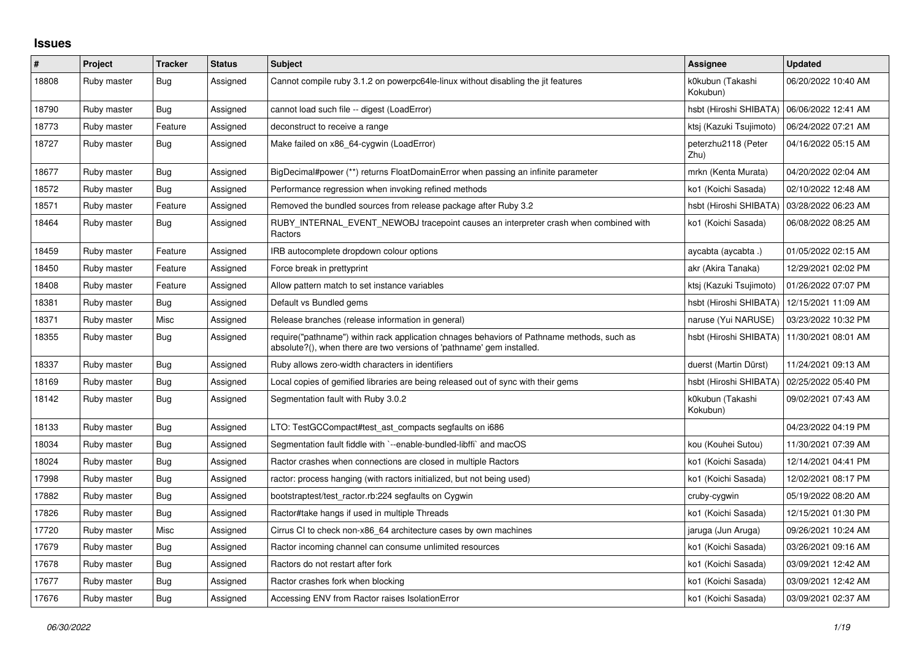# Issues

| # | Project | Tracker | Status | Subject | Assignee | Updated |
|---|---|---|---|---|---|---|
| 18808 | Ruby master | Bug | Assigned | Cannot compile ruby 3.1.2 on powerpc64le-linux without disabling the jit features | k0kubun (Takashi Kokubun) | 06/20/2022 10:40 AM |
| 18790 | Ruby master | Bug | Assigned | cannot load such file -- digest (LoadError) | hsbt (Hiroshi SHIBATA) | 06/06/2022 12:41 AM |
| 18773 | Ruby master | Feature | Assigned | deconstruct to receive a range | ktsj (Kazuki Tsujimoto) | 06/24/2022 07:21 AM |
| 18727 | Ruby master | Bug | Assigned | Make failed on x86_64-cygwin (LoadError) | peterzhu2118 (Peter Zhu) | 04/16/2022 05:15 AM |
| 18677 | Ruby master | Bug | Assigned | BigDecimal#power (**) returns FloatDomainError when passing an infinite parameter | mrkn (Kenta Murata) | 04/20/2022 02:04 AM |
| 18572 | Ruby master | Bug | Assigned | Performance regression when invoking refined methods | ko1 (Koichi Sasada) | 02/10/2022 12:48 AM |
| 18571 | Ruby master | Feature | Assigned | Removed the bundled sources from release package after Ruby 3.2 | hsbt (Hiroshi SHIBATA) | 03/28/2022 06:23 AM |
| 18464 | Ruby master | Bug | Assigned | RUBY_INTERNAL_EVENT_NEWOBJ tracepoint causes an interpreter crash when combined with Ractors | ko1 (Koichi Sasada) | 06/08/2022 08:25 AM |
| 18459 | Ruby master | Feature | Assigned | IRB autocomplete dropdown colour options | aycabta (aycabta .) | 01/05/2022 02:15 AM |
| 18450 | Ruby master | Feature | Assigned | Force break in prettyprint | akr (Akira Tanaka) | 12/29/2021 02:02 PM |
| 18408 | Ruby master | Feature | Assigned | Allow pattern match to set instance variables | ktsj (Kazuki Tsujimoto) | 01/26/2022 07:07 PM |
| 18381 | Ruby master | Bug | Assigned | Default vs Bundled gems | hsbt (Hiroshi SHIBATA) | 12/15/2021 11:09 AM |
| 18371 | Ruby master | Misc | Assigned | Release branches (release information in general) | naruse (Yui NARUSE) | 03/23/2022 10:32 PM |
| 18355 | Ruby master | Bug | Assigned | require("pathname") within rack application chnages behaviors of Pathname methods, such as absolute?(), when there are two versions of 'pathname' gem installed. | hsbt (Hiroshi SHIBATA) | 11/30/2021 08:01 AM |
| 18337 | Ruby master | Bug | Assigned | Ruby allows zero-width characters in identifiers | duerst (Martin Dürst) | 11/24/2021 09:13 AM |
| 18169 | Ruby master | Bug | Assigned | Local copies of gemified libraries are being released out of sync with their gems | hsbt (Hiroshi SHIBATA) | 02/25/2022 05:40 PM |
| 18142 | Ruby master | Bug | Assigned | Segmentation fault with Ruby 3.0.2 | k0kubun (Takashi Kokubun) | 09/02/2021 07:43 AM |
| 18133 | Ruby master | Bug | Assigned | LTO: TestGCCompact#test_ast_compacts segfaults on i686 | | 04/23/2022 04:19 PM |
| 18034 | Ruby master | Bug | Assigned | Segmentation fault fiddle with `--enable-bundled-libffi` and macOS | kou (Kouhei Sutou) | 11/30/2021 07:39 AM |
| 18024 | Ruby master | Bug | Assigned | Ractor crashes when connections are closed in multiple Ractors | ko1 (Koichi Sasada) | 12/14/2021 04:41 PM |
| 17998 | Ruby master | Bug | Assigned | ractor: process hanging (with ractors initialized, but not being used) | ko1 (Koichi Sasada) | 12/02/2021 08:17 PM |
| 17882 | Ruby master | Bug | Assigned | bootstraptest/test_ractor.rb:224 segfaults on Cygwin | cruby-cygwin | 05/19/2022 08:20 AM |
| 17826 | Ruby master | Bug | Assigned | Ractor#take hangs if used in multiple Threads | ko1 (Koichi Sasada) | 12/15/2021 01:30 PM |
| 17720 | Ruby master | Misc | Assigned | Cirrus CI to check non-x86_64 architecture cases by own machines | jaruga (Jun Aruga) | 09/26/2021 10:24 AM |
| 17679 | Ruby master | Bug | Assigned | Ractor incoming channel can consume unlimited resources | ko1 (Koichi Sasada) | 03/26/2021 09:16 AM |
| 17678 | Ruby master | Bug | Assigned | Ractors do not restart after fork | ko1 (Koichi Sasada) | 03/09/2021 12:42 AM |
| 17677 | Ruby master | Bug | Assigned | Ractor crashes fork when blocking | ko1 (Koichi Sasada) | 03/09/2021 12:42 AM |
| 17676 | Ruby master | Bug | Assigned | Accessing ENV from Ractor raises IsolationError | ko1 (Koichi Sasada) | 03/09/2021 02:37 AM |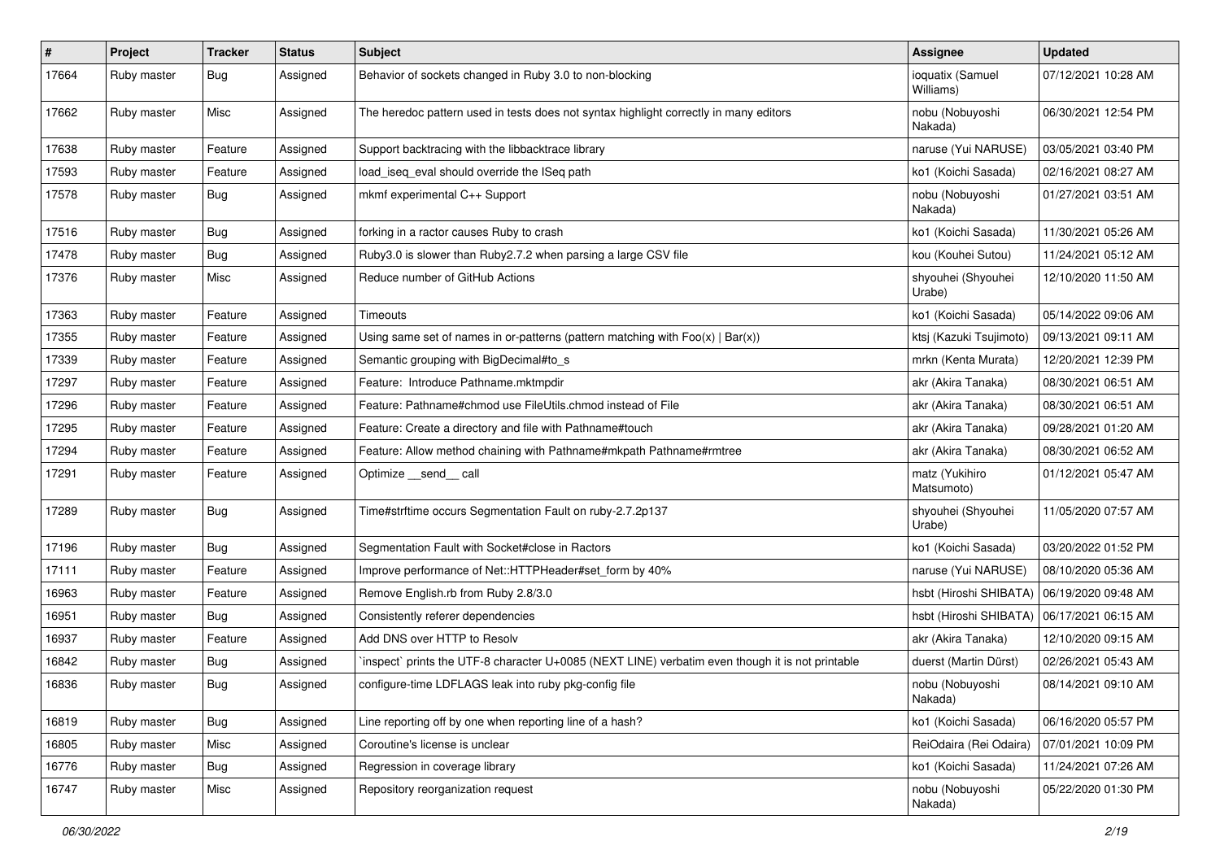| # | Project | Tracker | Status | Subject | Assignee | Updated |
|---|---|---|---|---|---|---|
| 17664 | Ruby master | Bug | Assigned | Behavior of sockets changed in Ruby 3.0 to non-blocking | ioquatix (Samuel Williams) | 07/12/2021 10:28 AM |
| 17662 | Ruby master | Misc | Assigned | The heredoc pattern used in tests does not syntax highlight correctly in many editors | nobu (Nobuyoshi Nakada) | 06/30/2021 12:54 PM |
| 17638 | Ruby master | Feature | Assigned | Support backtracing with the libbacktrace library | naruse (Yui NARUSE) | 03/05/2021 03:40 PM |
| 17593 | Ruby master | Feature | Assigned | load_iseq_eval should override the ISeq path | ko1 (Koichi Sasada) | 02/16/2021 08:27 AM |
| 17578 | Ruby master | Bug | Assigned | mkmf experimental C++ Support | nobu (Nobuyoshi Nakada) | 01/27/2021 03:51 AM |
| 17516 | Ruby master | Bug | Assigned | forking in a ractor causes Ruby to crash | ko1 (Koichi Sasada) | 11/30/2021 05:26 AM |
| 17478 | Ruby master | Bug | Assigned | Ruby3.0 is slower than Ruby2.7.2 when parsing a large CSV file | kou (Kouhei Sutou) | 11/24/2021 05:12 AM |
| 17376 | Ruby master | Misc | Assigned | Reduce number of GitHub Actions | shyouhei (Shyouhei Urabe) | 12/10/2020 11:50 AM |
| 17363 | Ruby master | Feature | Assigned | Timeouts | ko1 (Koichi Sasada) | 05/14/2022 09:06 AM |
| 17355 | Ruby master | Feature | Assigned | Using same set of names in or-patterns (pattern matching with Foo(x) \| Bar(x)) | ktsj (Kazuki Tsujimoto) | 09/13/2021 09:11 AM |
| 17339 | Ruby master | Feature | Assigned | Semantic grouping with BigDecimal#to_s | mrkn (Kenta Murata) | 12/20/2021 12:39 PM |
| 17297 | Ruby master | Feature | Assigned | Feature: Introduce Pathname.mktmpdir | akr (Akira Tanaka) | 08/30/2021 06:51 AM |
| 17296 | Ruby master | Feature | Assigned | Feature: Pathname#chmod use FileUtils.chmod instead of File | akr (Akira Tanaka) | 08/30/2021 06:51 AM |
| 17295 | Ruby master | Feature | Assigned | Feature: Create a directory and file with Pathname#touch | akr (Akira Tanaka) | 09/28/2021 01:20 AM |
| 17294 | Ruby master | Feature | Assigned | Feature: Allow method chaining with Pathname#mkpath Pathname#rmtree | akr (Akira Tanaka) | 08/30/2021 06:52 AM |
| 17291 | Ruby master | Feature | Assigned | Optimize __send__ call | matz (Yukihiro Matsumoto) | 01/12/2021 05:47 AM |
| 17289 | Ruby master | Bug | Assigned | Time#strftime occurs Segmentation Fault on ruby-2.7.2p137 | shyouhei (Shyouhei Urabe) | 11/05/2020 07:57 AM |
| 17196 | Ruby master | Bug | Assigned | Segmentation Fault with Socket#close in Ractors | ko1 (Koichi Sasada) | 03/20/2022 01:52 PM |
| 17111 | Ruby master | Feature | Assigned | Improve performance of Net::HTTPHeader#set_form by 40% | naruse (Yui NARUSE) | 08/10/2020 05:36 AM |
| 16963 | Ruby master | Feature | Assigned | Remove English.rb from Ruby 2.8/3.0 | hsbt (Hiroshi SHIBATA) | 06/19/2020 09:48 AM |
| 16951 | Ruby master | Bug | Assigned | Consistently referer dependencies | hsbt (Hiroshi SHIBATA) | 06/17/2021 06:15 AM |
| 16937 | Ruby master | Feature | Assigned | Add DNS over HTTP to Resolv | akr (Akira Tanaka) | 12/10/2020 09:15 AM |
| 16842 | Ruby master | Bug | Assigned | `inspect` prints the UTF-8 character U+0085 (NEXT LINE) verbatim even though it is not printable | duerst (Martin Dürst) | 02/26/2021 05:43 AM |
| 16836 | Ruby master | Bug | Assigned | configure-time LDFLAGS leak into ruby pkg-config file | nobu (Nobuyoshi Nakada) | 08/14/2021 09:10 AM |
| 16819 | Ruby master | Bug | Assigned | Line reporting off by one when reporting line of a hash? | ko1 (Koichi Sasada) | 06/16/2020 05:57 PM |
| 16805 | Ruby master | Misc | Assigned | Coroutine's license is unclear | ReiOdaira (Rei Odaira) | 07/01/2021 10:09 PM |
| 16776 | Ruby master | Bug | Assigned | Regression in coverage library | ko1 (Koichi Sasada) | 11/24/2021 07:26 AM |
| 16747 | Ruby master | Misc | Assigned | Repository reorganization request | nobu (Nobuyoshi Nakada) | 05/22/2020 01:30 PM |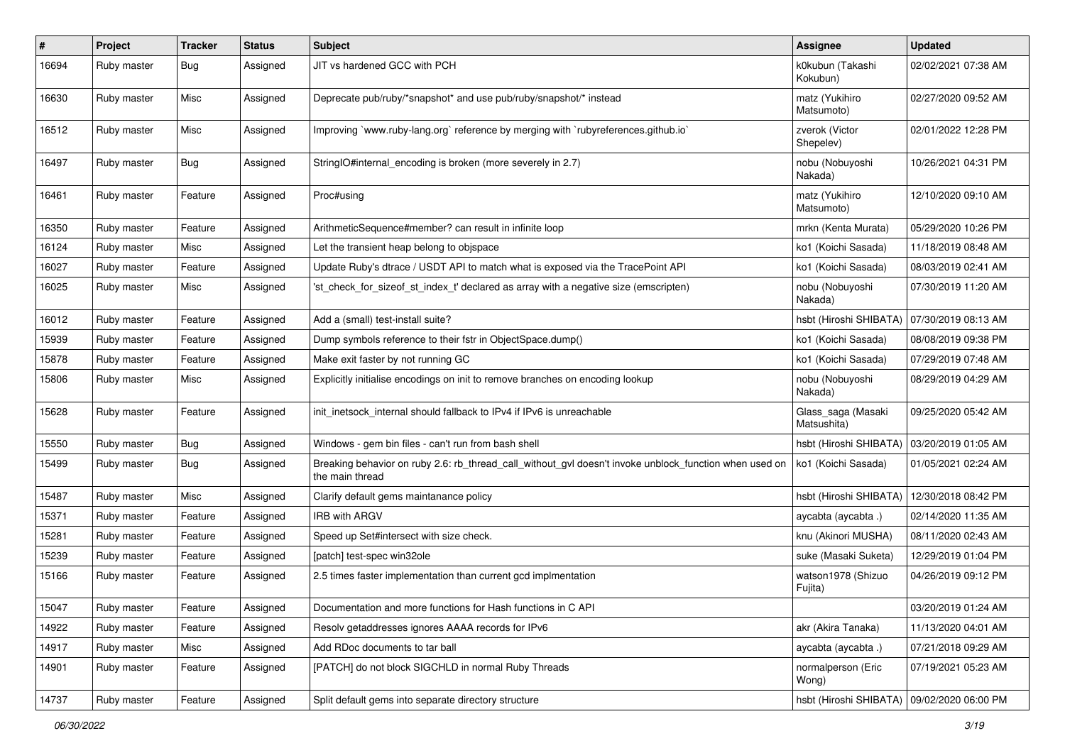| # | Project | Tracker | Status | Subject | Assignee | Updated |
|---|---|---|---|---|---|---|
| 16694 | Ruby master | Bug | Assigned | JIT vs hardened GCC with PCH | k0kubun (Takashi Kokubun) | 02/02/2021 07:38 AM |
| 16630 | Ruby master | Misc | Assigned | Deprecate pub/ruby/*snapshot* and use pub/ruby/snapshot/* instead | matz (Yukihiro Matsumoto) | 02/27/2020 09:52 AM |
| 16512 | Ruby master | Misc | Assigned | Improving `www.ruby-lang.org` reference by merging with `rubyreferences.github.io` | zverok (Victor Shepelev) | 02/01/2022 12:28 PM |
| 16497 | Ruby master | Bug | Assigned | StringIO#internal_encoding is broken (more severely in 2.7) | nobu (Nobuyoshi Nakada) | 10/26/2021 04:31 PM |
| 16461 | Ruby master | Feature | Assigned | Proc#using | matz (Yukihiro Matsumoto) | 12/10/2020 09:10 AM |
| 16350 | Ruby master | Feature | Assigned | ArithmeticSequence#member? can result in infinite loop | mrkn (Kenta Murata) | 05/29/2020 10:26 PM |
| 16124 | Ruby master | Misc | Assigned | Let the transient heap belong to objspace | ko1 (Koichi Sasada) | 11/18/2019 08:48 AM |
| 16027 | Ruby master | Feature | Assigned | Update Ruby's dtrace / USDT API to match what is exposed via the TracePoint API | ko1 (Koichi Sasada) | 08/03/2019 02:41 AM |
| 16025 | Ruby master | Misc | Assigned | 'st_check_for_sizeof_st_index_t' declared as array with a negative size (emscripten) | nobu (Nobuyoshi Nakada) | 07/30/2019 11:20 AM |
| 16012 | Ruby master | Feature | Assigned | Add a (small) test-install suite? | hsbt (Hiroshi SHIBATA) | 07/30/2019 08:13 AM |
| 15939 | Ruby master | Feature | Assigned | Dump symbols reference to their fstr in ObjectSpace.dump() | ko1 (Koichi Sasada) | 08/08/2019 09:38 PM |
| 15878 | Ruby master | Feature | Assigned | Make exit faster by not running GC | ko1 (Koichi Sasada) | 07/29/2019 07:48 AM |
| 15806 | Ruby master | Misc | Assigned | Explicitly initialise encodings on init to remove branches on encoding lookup | nobu (Nobuyoshi Nakada) | 08/29/2019 04:29 AM |
| 15628 | Ruby master | Feature | Assigned | init_inetsock_internal should fallback to IPv4 if IPv6 is unreachable | Glass_saga (Masaki Matsushita) | 09/25/2020 05:42 AM |
| 15550 | Ruby master | Bug | Assigned | Windows - gem bin files - can't run from bash shell | hsbt (Hiroshi SHIBATA) | 03/20/2019 01:05 AM |
| 15499 | Ruby master | Bug | Assigned | Breaking behavior on ruby 2.6: rb_thread_call_without_gvl doesn't invoke unblock_function when used on the main thread | ko1 (Koichi Sasada) | 01/05/2021 02:24 AM |
| 15487 | Ruby master | Misc | Assigned | Clarify default gems maintanance policy | hsbt (Hiroshi SHIBATA) | 12/30/2018 08:42 PM |
| 15371 | Ruby master | Feature | Assigned | IRB with ARGV | aycabta (aycabta .) | 02/14/2020 11:35 AM |
| 15281 | Ruby master | Feature | Assigned | Speed up Set#intersect with size check. | knu (Akinori MUSHA) | 08/11/2020 02:43 AM |
| 15239 | Ruby master | Feature | Assigned | [patch] test-spec win32ole | suke (Masaki Suketa) | 12/29/2019 01:04 PM |
| 15166 | Ruby master | Feature | Assigned | 2.5 times faster implementation than current gcd implmentation | watson1978 (Shizuo Fujita) | 04/26/2019 09:12 PM |
| 15047 | Ruby master | Feature | Assigned | Documentation and more functions for Hash functions in C API | | 03/20/2019 01:24 AM |
| 14922 | Ruby master | Feature | Assigned | Resolv getaddresses ignores AAAA records for IPv6 | akr (Akira Tanaka) | 11/13/2020 04:01 AM |
| 14917 | Ruby master | Misc | Assigned | Add RDoc documents to tar ball | aycabta (aycabta .) | 07/21/2018 09:29 AM |
| 14901 | Ruby master | Feature | Assigned | [PATCH] do not block SIGCHLD in normal Ruby Threads | normalperson (Eric Wong) | 07/19/2021 05:23 AM |
| 14737 | Ruby master | Feature | Assigned | Split default gems into separate directory structure | hsbt (Hiroshi SHIBATA) | 09/02/2020 06:00 PM |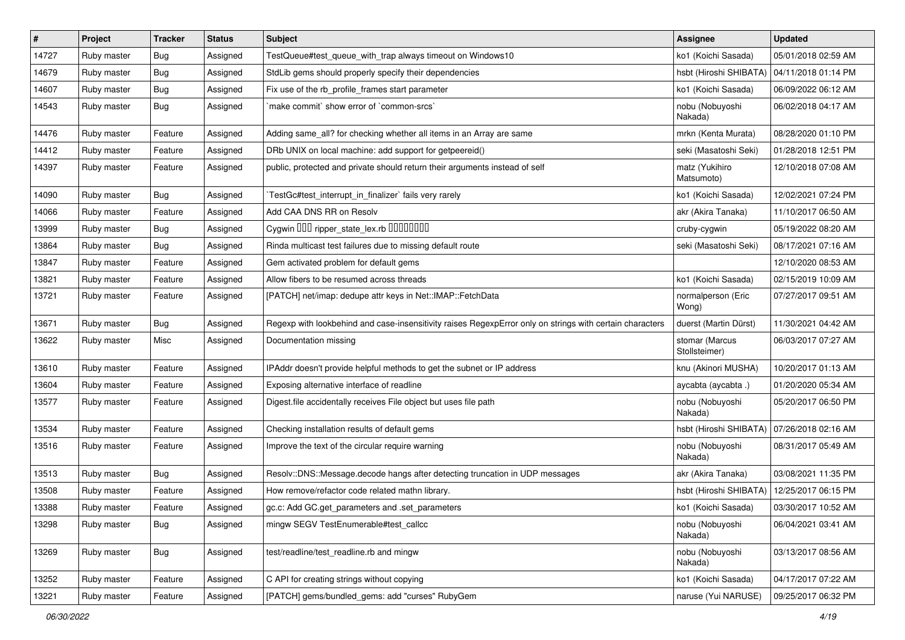| # | Project | Tracker | Status | Subject | Assignee | Updated |
| --- | --- | --- | --- | --- | --- | --- |
| 14727 | Ruby master | Bug | Assigned | TestQueue#test_queue_with_trap always timeout on Windows10 | ko1 (Koichi Sasada) | 05/01/2018 02:59 AM |
| 14679 | Ruby master | Bug | Assigned | StdLib gems should properly specify their dependencies | hsbt (Hiroshi SHIBATA) | 04/11/2018 01:14 PM |
| 14607 | Ruby master | Bug | Assigned | Fix use of the rb_profile_frames start parameter | ko1 (Koichi Sasada) | 06/09/2022 06:12 AM |
| 14543 | Ruby master | Bug | Assigned | `make commit` show error of `common-srcs` | nobu (Nobuyoshi Nakada) | 06/02/2018 04:17 AM |
| 14476 | Ruby master | Feature | Assigned | Adding same_all? for checking whether all items in an Array are same | mrkn (Kenta Murata) | 08/28/2020 01:10 PM |
| 14412 | Ruby master | Feature | Assigned | DRb UNIX on local machine: add support for getpeereid() | seki (Masatoshi Seki) | 01/28/2018 12:51 PM |
| 14397 | Ruby master | Feature | Assigned | public, protected and private should return their arguments instead of self | matz (Yukihiro Matsumoto) | 12/10/2018 07:08 AM |
| 14090 | Ruby master | Bug | Assigned | `TestGc#test_interrupt_in_finalizer` fails very rarely | ko1 (Koichi Sasada) | 12/02/2021 07:24 PM |
| 14066 | Ruby master | Feature | Assigned | Add CAA DNS RR on Resolv | akr (Akira Tanaka) | 11/10/2017 06:50 AM |
| 13999 | Ruby master | Bug | Assigned | Cygwin ��� ripper_state_lex.rb ���������� | cruby-cygwin | 05/19/2022 08:20 AM |
| 13864 | Ruby master | Bug | Assigned | Rinda multicast test failures due to missing default route | seki (Masatoshi Seki) | 08/17/2021 07:16 AM |
| 13847 | Ruby master | Feature | Assigned | Gem activated problem for default gems | | 12/10/2020 08:53 AM |
| 13821 | Ruby master | Feature | Assigned | Allow fibers to be resumed across threads | ko1 (Koichi Sasada) | 02/15/2019 10:09 AM |
| 13721 | Ruby master | Feature | Assigned | [PATCH] net/imap: dedupe attr keys in Net::IMAP::FetchData | normalperson (Eric Wong) | 07/27/2017 09:51 AM |
| 13671 | Ruby master | Bug | Assigned | Regexp with lookbehind and case-insensitivity raises RegexpError only on strings with certain characters | duerst (Martin Dürst) | 11/30/2021 04:42 AM |
| 13622 | Ruby master | Misc | Assigned | Documentation missing | stomar (Marcus Stollsteimer) | 06/03/2017 07:27 AM |
| 13610 | Ruby master | Feature | Assigned | IPAddr doesn't provide helpful methods to get the subnet or IP address | knu (Akinori MUSHA) | 10/20/2017 01:13 AM |
| 13604 | Ruby master | Feature | Assigned | Exposing alternative interface of readline | aycabta (aycabta .) | 01/20/2020 05:34 AM |
| 13577 | Ruby master | Feature | Assigned | Digest.file accidentally receives File object but uses file path | nobu (Nobuyoshi Nakada) | 05/20/2017 06:50 PM |
| 13534 | Ruby master | Feature | Assigned | Checking installation results of default gems | hsbt (Hiroshi SHIBATA) | 07/26/2018 02:16 AM |
| 13516 | Ruby master | Feature | Assigned | Improve the text of the circular require warning | nobu (Nobuyoshi Nakada) | 08/31/2017 05:49 AM |
| 13513 | Ruby master | Bug | Assigned | Resolv::DNS::Message.decode hangs after detecting truncation in UDP messages | akr (Akira Tanaka) | 03/08/2021 11:35 PM |
| 13508 | Ruby master | Feature | Assigned | How remove/refactor code related mathn library. | hsbt (Hiroshi SHIBATA) | 12/25/2017 06:15 PM |
| 13388 | Ruby master | Feature | Assigned | gc.c: Add GC.get_parameters and .set_parameters | ko1 (Koichi Sasada) | 03/30/2017 10:52 AM |
| 13298 | Ruby master | Bug | Assigned | mingw SEGV TestEnumerable#test_callcc | nobu (Nobuyoshi Nakada) | 06/04/2021 03:41 AM |
| 13269 | Ruby master | Bug | Assigned | test/readline/test_readline.rb and mingw | nobu (Nobuyoshi Nakada) | 03/13/2017 08:56 AM |
| 13252 | Ruby master | Feature | Assigned | C API for creating strings without copying | ko1 (Koichi Sasada) | 04/17/2017 07:22 AM |
| 13221 | Ruby master | Feature | Assigned | [PATCH] gems/bundled_gems: add "curses" RubyGem | naruse (Yui NARUSE) | 09/25/2017 06:32 PM |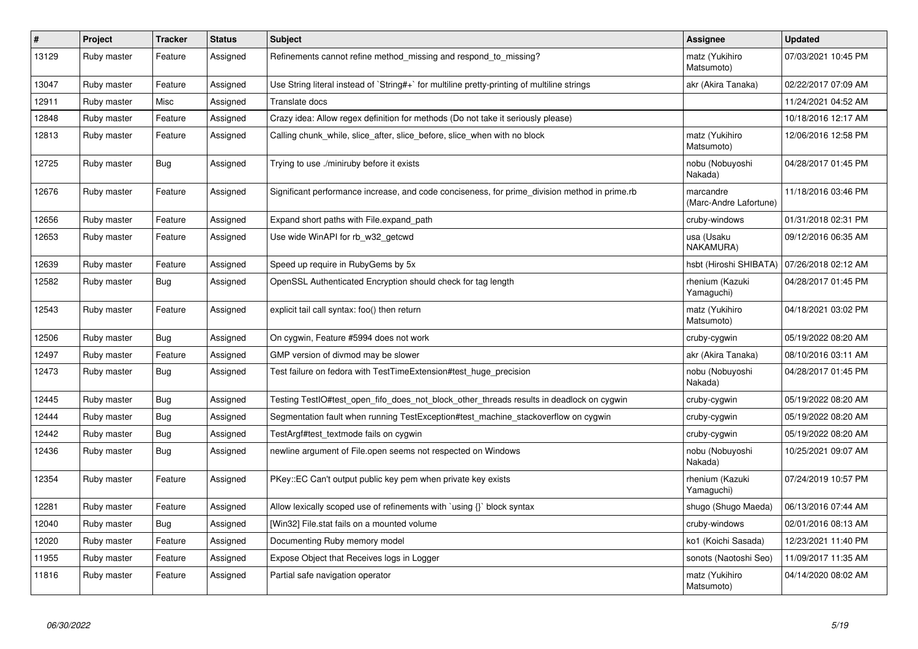| # | Project | Tracker | Status | Subject | Assignee | Updated |
|---|---|---|---|---|---|---|
| 13129 | Ruby master | Feature | Assigned | Refinements cannot refine method_missing and respond_to_missing? | matz (Yukihiro Matsumoto) | 07/03/2021 10:45 PM |
| 13047 | Ruby master | Feature | Assigned | Use String literal instead of `String#+` for multiline pretty-printing of multiline strings | akr (Akira Tanaka) | 02/22/2017 07:09 AM |
| 12911 | Ruby master | Misc | Assigned | Translate docs | | 11/24/2021 04:52 AM |
| 12848 | Ruby master | Feature | Assigned | Crazy idea: Allow regex definition for methods (Do not take it seriously please) | | 10/18/2016 12:17 AM |
| 12813 | Ruby master | Feature | Assigned | Calling chunk_while, slice_after, slice_before, slice_when with no block | matz (Yukihiro Matsumoto) | 12/06/2016 12:58 PM |
| 12725 | Ruby master | Bug | Assigned | Trying to use ./miniruby before it exists | nobu (Nobuyoshi Nakada) | 04/28/2017 01:45 PM |
| 12676 | Ruby master | Feature | Assigned | Significant performance increase, and code conciseness, for prime_division method in prime.rb | marcandre (Marc-Andre Lafortune) | 11/18/2016 03:46 PM |
| 12656 | Ruby master | Feature | Assigned | Expand short paths with File.expand_path | cruby-windows | 01/31/2018 02:31 PM |
| 12653 | Ruby master | Feature | Assigned | Use wide WinAPI for rb_w32_getcwd | usa (Usaku NAKAMURA) | 09/12/2016 06:35 AM |
| 12639 | Ruby master | Feature | Assigned | Speed up require in RubyGems by 5x | hsbt (Hiroshi SHIBATA) | 07/26/2018 02:12 AM |
| 12582 | Ruby master | Bug | Assigned | OpenSSL Authenticated Encryption should check for tag length | rhenium (Kazuki Yamaguchi) | 04/28/2017 01:45 PM |
| 12543 | Ruby master | Feature | Assigned | explicit tail call syntax: foo() then return | matz (Yukihiro Matsumoto) | 04/18/2021 03:02 PM |
| 12506 | Ruby master | Bug | Assigned | On cygwin, Feature #5994 does not work | cruby-cygwin | 05/19/2022 08:20 AM |
| 12497 | Ruby master | Feature | Assigned | GMP version of divmod may be slower | akr (Akira Tanaka) | 08/10/2016 03:11 AM |
| 12473 | Ruby master | Bug | Assigned | Test failure on fedora with TestTimeExtension#test_huge_precision | nobu (Nobuyoshi Nakada) | 04/28/2017 01:45 PM |
| 12445 | Ruby master | Bug | Assigned | Testing TestIO#test_open_fifo_does_not_block_other_threads results in deadlock on cygwin | cruby-cygwin | 05/19/2022 08:20 AM |
| 12444 | Ruby master | Bug | Assigned | Segmentation fault when running TestException#test_machine_stackoverflow on cygwin | cruby-cygwin | 05/19/2022 08:20 AM |
| 12442 | Ruby master | Bug | Assigned | TestArgf#test_textmode fails on cygwin | cruby-cygwin | 05/19/2022 08:20 AM |
| 12436 | Ruby master | Bug | Assigned | newline argument of File.open seems not respected on Windows | nobu (Nobuyoshi Nakada) | 10/25/2021 09:07 AM |
| 12354 | Ruby master | Feature | Assigned | PKey::EC Can't output public key pem when private key exists | rhenium (Kazuki Yamaguchi) | 07/24/2019 10:57 PM |
| 12281 | Ruby master | Feature | Assigned | Allow lexically scoped use of refinements with `using {}` block syntax | shugo (Shugo Maeda) | 06/13/2016 07:44 AM |
| 12040 | Ruby master | Bug | Assigned | [Win32] File.stat fails on a mounted volume | cruby-windows | 02/01/2016 08:13 AM |
| 12020 | Ruby master | Feature | Assigned | Documenting Ruby memory model | ko1 (Koichi Sasada) | 12/23/2021 11:40 PM |
| 11955 | Ruby master | Feature | Assigned | Expose Object that Receives logs in Logger | sonots (Naotoshi Seo) | 11/09/2017 11:35 AM |
| 11816 | Ruby master | Feature | Assigned | Partial safe navigation operator | matz (Yukihiro Matsumoto) | 04/14/2020 08:02 AM |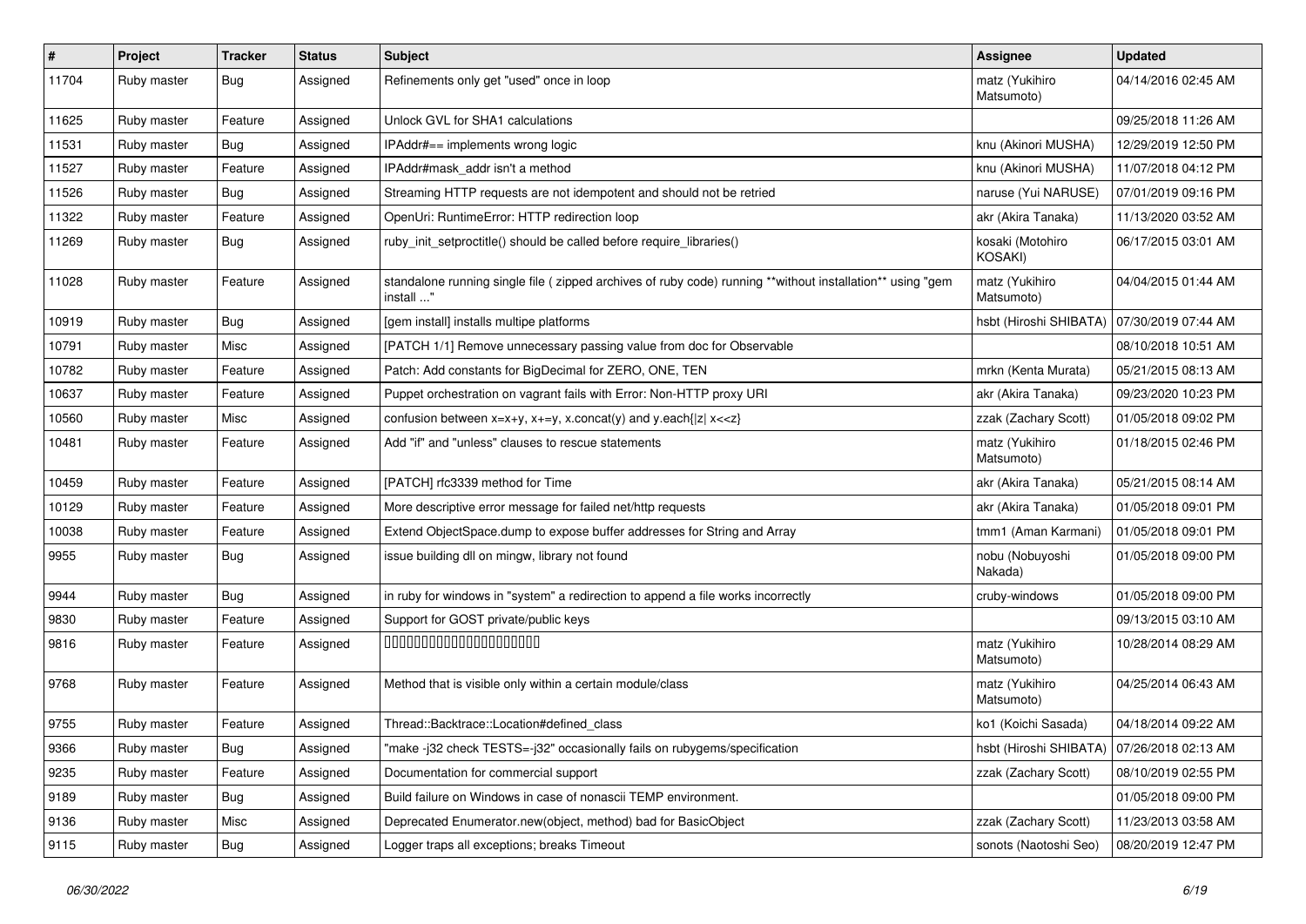| # | Project | Tracker | Status | Subject | Assignee | Updated |
|---|---|---|---|---|---|---|
| 11704 | Ruby master | Bug | Assigned | Refinements only get "used" once in loop | matz (Yukihiro Matsumoto) | 04/14/2016 02:45 AM |
| 11625 | Ruby master | Feature | Assigned | Unlock GVL for SHA1 calculations | | 09/25/2018 11:26 AM |
| 11531 | Ruby master | Bug | Assigned | IPAddr#== implements wrong logic | knu (Akinori MUSHA) | 12/29/2019 12:50 PM |
| 11527 | Ruby master | Feature | Assigned | IPAddr#mask_addr isn't a method | knu (Akinori MUSHA) | 11/07/2018 04:12 PM |
| 11526 | Ruby master | Bug | Assigned | Streaming HTTP requests are not idempotent and should not be retried | naruse (Yui NARUSE) | 07/01/2019 09:16 PM |
| 11322 | Ruby master | Feature | Assigned | OpenUri: RuntimeError: HTTP redirection loop | akr (Akira Tanaka) | 11/13/2020 03:52 AM |
| 11269 | Ruby master | Bug | Assigned | ruby_init_setproctitle() should be called before require_libraries() | kosaki (Motohiro KOSAKI) | 06/17/2015 03:01 AM |
| 11028 | Ruby master | Feature | Assigned | standalone running single file ( zipped archives of ruby code) running **without installation** using "gem install ..." | matz (Yukihiro Matsumoto) | 04/04/2015 01:44 AM |
| 10919 | Ruby master | Bug | Assigned | [gem install] installs multipe platforms | hsbt (Hiroshi SHIBATA) | 07/30/2019 07:44 AM |
| 10791 | Ruby master | Misc | Assigned | [PATCH 1/1] Remove unnecessary passing value from doc for Observable | | 08/10/2018 10:51 AM |
| 10782 | Ruby master | Feature | Assigned | Patch: Add constants for BigDecimal for ZERO, ONE, TEN | mrkn (Kenta Murata) | 05/21/2015 08:13 AM |
| 10637 | Ruby master | Feature | Assigned | Puppet orchestration on vagrant fails with Error: Non-HTTP proxy URI | akr (Akira Tanaka) | 09/23/2020 10:23 PM |
| 10560 | Ruby master | Misc | Assigned | confusion between x=x+y, x+=y, x.concat(y) and y.each{\|z\| x<<z} | zzak (Zachary Scott) | 01/05/2018 09:02 PM |
| 10481 | Ruby master | Feature | Assigned | Add "if" and "unless" clauses to rescue statements | matz (Yukihiro Matsumoto) | 01/18/2015 02:46 PM |
| 10459 | Ruby master | Feature | Assigned | [PATCH] rfc3339 method for Time | akr (Akira Tanaka) | 05/21/2015 08:14 AM |
| 10129 | Ruby master | Feature | Assigned | More descriptive error message for failed net/http requests | akr (Akira Tanaka) | 01/05/2018 09:01 PM |
| 10038 | Ruby master | Feature | Assigned | Extend ObjectSpace.dump to expose buffer addresses for String and Array | tmm1 (Aman Karmani) | 01/05/2018 09:01 PM |
| 9955 | Ruby master | Bug | Assigned | issue building dll on mingw, library not found | nobu (Nobuyoshi Nakada) | 01/05/2018 09:00 PM |
| 9944 | Ruby master | Bug | Assigned | in ruby for windows in "system" a redirection to append a file works incorrectly | cruby-windows | 01/05/2018 09:00 PM |
| 9830 | Ruby master | Feature | Assigned | Support for GOST private/public keys | | 09/13/2015 03:10 AM |
| 9816 | Ruby master | Feature | Assigned | 00000000000000000000 | matz (Yukihiro Matsumoto) | 10/28/2014 08:29 AM |
| 9768 | Ruby master | Feature | Assigned | Method that is visible only within a certain module/class | matz (Yukihiro Matsumoto) | 04/25/2014 06:43 AM |
| 9755 | Ruby master | Feature | Assigned | Thread::Backtrace::Location#defined_class | ko1 (Koichi Sasada) | 04/18/2014 09:22 AM |
| 9366 | Ruby master | Bug | Assigned | "make -j32 check TESTS=-j32" occasionally fails on rubygems/specification | hsbt (Hiroshi SHIBATA) | 07/26/2018 02:13 AM |
| 9235 | Ruby master | Feature | Assigned | Documentation for commercial support | zzak (Zachary Scott) | 08/10/2019 02:55 PM |
| 9189 | Ruby master | Bug | Assigned | Build failure on Windows in case of nonascii TEMP environment. | | 01/05/2018 09:00 PM |
| 9136 | Ruby master | Misc | Assigned | Deprecated Enumerator.new(object, method) bad for BasicObject | zzak (Zachary Scott) | 11/23/2013 03:58 AM |
| 9115 | Ruby master | Bug | Assigned | Logger traps all exceptions; breaks Timeout | sonots (Naotoshi Seo) | 08/20/2019 12:47 PM |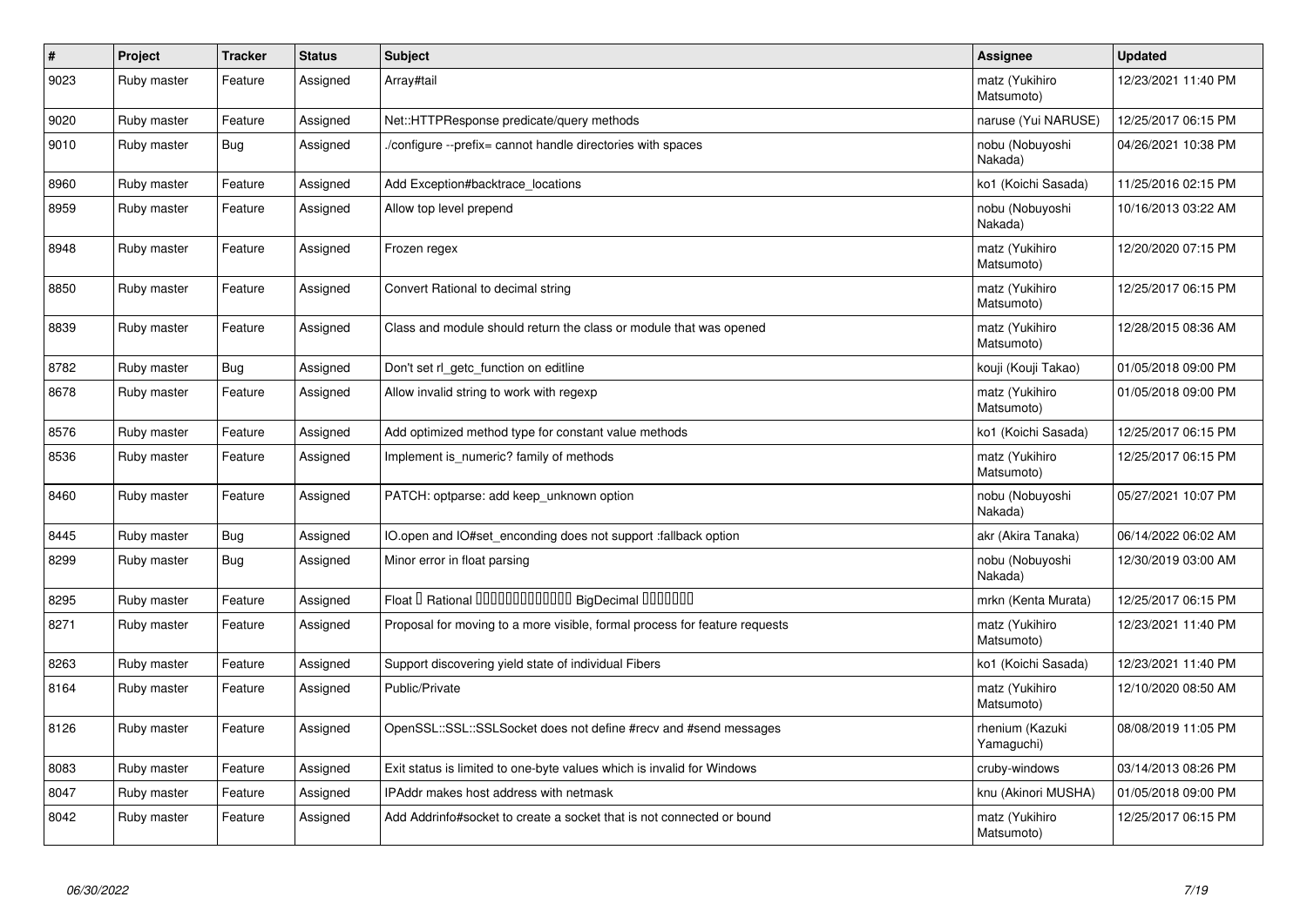| # | Project | Tracker | Status | Subject | Assignee | Updated |
|---|---|---|---|---|---|---|
| 9023 | Ruby master | Feature | Assigned | Array#tail | matz (Yukihiro Matsumoto) | 12/23/2021 11:40 PM |
| 9020 | Ruby master | Feature | Assigned | Net::HTTPResponse predicate/query methods | naruse (Yui NARUSE) | 12/25/2017 06:15 PM |
| 9010 | Ruby master | Bug | Assigned | ./configure --prefix= cannot handle directories with spaces | nobu (Nobuyoshi Nakada) | 04/26/2021 10:38 PM |
| 8960 | Ruby master | Feature | Assigned | Add Exception#backtrace_locations | ko1 (Koichi Sasada) | 11/25/2016 02:15 PM |
| 8959 | Ruby master | Feature | Assigned | Allow top level prepend | nobu (Nobuyoshi Nakada) | 10/16/2013 03:22 AM |
| 8948 | Ruby master | Feature | Assigned | Frozen regex | matz (Yukihiro Matsumoto) | 12/20/2020 07:15 PM |
| 8850 | Ruby master | Feature | Assigned | Convert Rational to decimal string | matz (Yukihiro Matsumoto) | 12/25/2017 06:15 PM |
| 8839 | Ruby master | Feature | Assigned | Class and module should return the class or module that was opened | matz (Yukihiro Matsumoto) | 12/28/2015 08:36 AM |
| 8782 | Ruby master | Bug | Assigned | Don't set rl_getc_function on editline | kouji (Kouji Takao) | 01/05/2018 09:00 PM |
| 8678 | Ruby master | Feature | Assigned | Allow invalid string to work with regexp | matz (Yukihiro Matsumoto) | 01/05/2018 09:00 PM |
| 8576 | Ruby master | Feature | Assigned | Add optimized method type for constant value methods | ko1 (Koichi Sasada) | 12/25/2017 06:15 PM |
| 8536 | Ruby master | Feature | Assigned | Implement is_numeric? family of methods | matz (Yukihiro Matsumoto) | 12/25/2017 06:15 PM |
| 8460 | Ruby master | Feature | Assigned | PATCH: optparse: add keep_unknown option | nobu (Nobuyoshi Nakada) | 05/27/2021 10:07 PM |
| 8445 | Ruby master | Bug | Assigned | IO.open and IO#set_enconding does not support :fallback option | akr (Akira Tanaka) | 06/14/2022 06:02 AM |
| 8299 | Ruby master | Bug | Assigned | Minor error in float parsing | nobu (Nobuyoshi Nakada) | 12/30/2019 03:00 AM |
| 8295 | Ruby master | Feature | Assigned | Float Ｄ Rational ＤＤＤＤＤＤＤＤＤＤＤＤＤ BigDecimal ＤＤＤＤＤＤＤ | mrkn (Kenta Murata) | 12/25/2017 06:15 PM |
| 8271 | Ruby master | Feature | Assigned | Proposal for moving to a more visible, formal process for feature requests | matz (Yukihiro Matsumoto) | 12/23/2021 11:40 PM |
| 8263 | Ruby master | Feature | Assigned | Support discovering yield state of individual Fibers | ko1 (Koichi Sasada) | 12/23/2021 11:40 PM |
| 8164 | Ruby master | Feature | Assigned | Public/Private | matz (Yukihiro Matsumoto) | 12/10/2020 08:50 AM |
| 8126 | Ruby master | Feature | Assigned | OpenSSL::SSL::SSLSocket does not define #recv and #send messages | rhenium (Kazuki Yamaguchi) | 08/08/2019 11:05 PM |
| 8083 | Ruby master | Feature | Assigned | Exit status is limited to one-byte values which is invalid for Windows | cruby-windows | 03/14/2013 08:26 PM |
| 8047 | Ruby master | Feature | Assigned | IPAddr makes host address with netmask | knu (Akinori MUSHA) | 01/05/2018 09:00 PM |
| 8042 | Ruby master | Feature | Assigned | Add Addrinfo#socket to create a socket that is not connected or bound | matz (Yukihiro Matsumoto) | 12/25/2017 06:15 PM |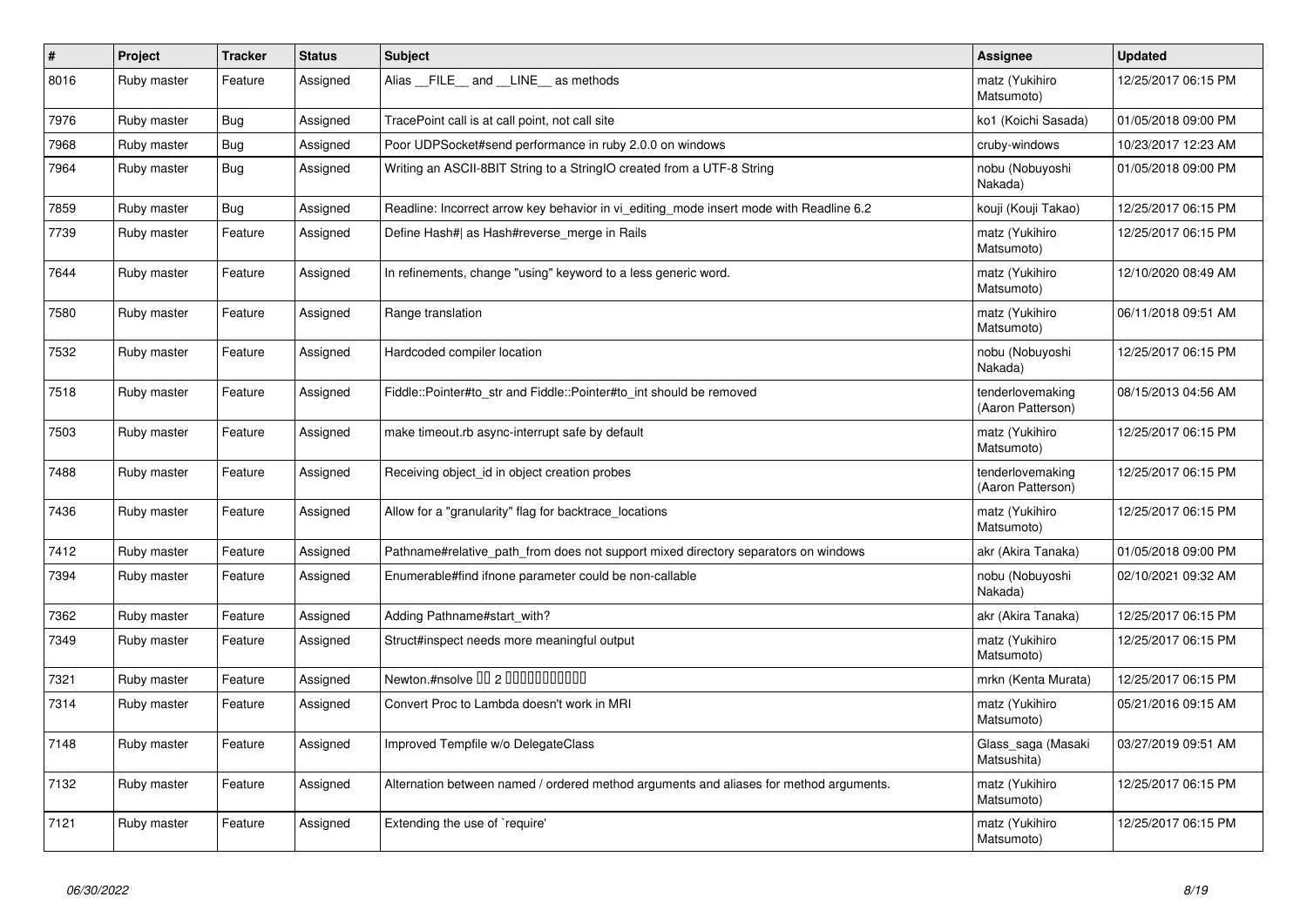| # | Project | Tracker | Status | Subject | Assignee | Updated |
|---|---|---|---|---|---|---|
| 8016 | Ruby master | Feature | Assigned | Alias __FILE__ and __LINE__ as methods | matz (Yukihiro Matsumoto) | 12/25/2017 06:15 PM |
| 7976 | Ruby master | Bug | Assigned | TracePoint call is at call point, not call site | ko1 (Koichi Sasada) | 01/05/2018 09:00 PM |
| 7968 | Ruby master | Bug | Assigned | Poor UDPSocket#send performance in ruby 2.0.0 on windows | cruby-windows | 10/23/2017 12:23 AM |
| 7964 | Ruby master | Bug | Assigned | Writing an ASCII-8BIT String to a StringIO created from a UTF-8 String | nobu (Nobuyoshi Nakada) | 01/05/2018 09:00 PM |
| 7859 | Ruby master | Bug | Assigned | Readline: Incorrect arrow key behavior in vi_editing_mode insert mode with Readline 6.2 | kouji (Kouji Takao) | 12/25/2017 06:15 PM |
| 7739 | Ruby master | Feature | Assigned | Define Hash#\| as Hash#reverse_merge in Rails | matz (Yukihiro Matsumoto) | 12/25/2017 06:15 PM |
| 7644 | Ruby master | Feature | Assigned | In refinements, change "using" keyword to a less generic word. | matz (Yukihiro Matsumoto) | 12/10/2020 08:49 AM |
| 7580 | Ruby master | Feature | Assigned | Range translation | matz (Yukihiro Matsumoto) | 06/11/2018 09:51 AM |
| 7532 | Ruby master | Feature | Assigned | Hardcoded compiler location | nobu (Nobuyoshi Nakada) | 12/25/2017 06:15 PM |
| 7518 | Ruby master | Feature | Assigned | Fiddle::Pointer#to_str and Fiddle::Pointer#to_int should be removed | tenderlovemaking (Aaron Patterson) | 08/15/2013 04:56 AM |
| 7503 | Ruby master | Feature | Assigned | make timeout.rb async-interrupt safe by default | matz (Yukihiro Matsumoto) | 12/25/2017 06:15 PM |
| 7488 | Ruby master | Feature | Assigned | Receiving object_id in object creation probes | tenderlovemaking (Aaron Patterson) | 12/25/2017 06:15 PM |
| 7436 | Ruby master | Feature | Assigned | Allow for a "granularity" flag for backtrace_locations | matz (Yukihiro Matsumoto) | 12/25/2017 06:15 PM |
| 7412 | Ruby master | Feature | Assigned | Pathname#relative_path_from does not support mixed directory separators on windows | akr (Akira Tanaka) | 01/05/2018 09:00 PM |
| 7394 | Ruby master | Feature | Assigned | Enumerable#find ifnone parameter could be non-callable | nobu (Nobuyoshi Nakada) | 02/10/2021 09:32 AM |
| 7362 | Ruby master | Feature | Assigned | Adding Pathname#start_with? | akr (Akira Tanaka) | 12/25/2017 06:15 PM |
| 7349 | Ruby master | Feature | Assigned | Struct#inspect needs more meaningful output | matz (Yukihiro Matsumoto) | 12/25/2017 06:15 PM |
| 7321 | Ruby master | Feature | Assigned | Newton.#nsolve 00 2 0000000000 | mrkn (Kenta Murata) | 12/25/2017 06:15 PM |
| 7314 | Ruby master | Feature | Assigned | Convert Proc to Lambda doesn't work in MRI | matz (Yukihiro Matsumoto) | 05/21/2016 09:15 AM |
| 7148 | Ruby master | Feature | Assigned | Improved Tempfile w/o DelegateClass | Glass_saga (Masaki Matsushita) | 03/27/2019 09:51 AM |
| 7132 | Ruby master | Feature | Assigned | Alternation between named / ordered method arguments and aliases for method arguments. | matz (Yukihiro Matsumoto) | 12/25/2017 06:15 PM |
| 7121 | Ruby master | Feature | Assigned | Extending the use of `require' | matz (Yukihiro Matsumoto) | 12/25/2017 06:15 PM |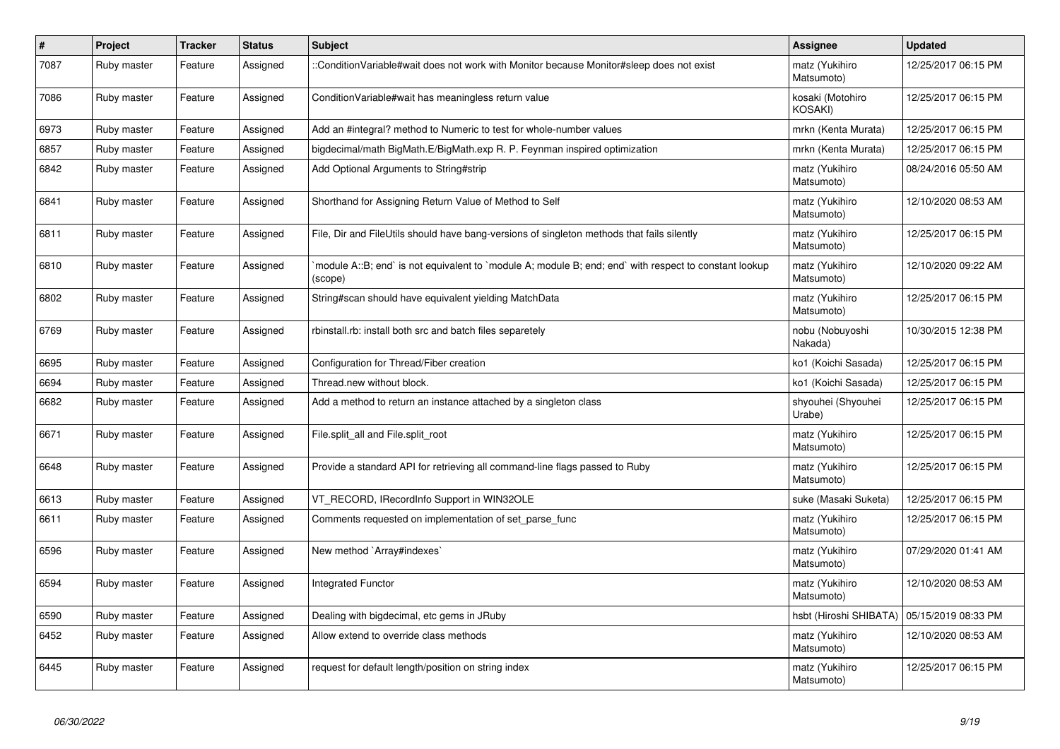| # | Project | Tracker | Status | Subject | Assignee | Updated |
|---|---|---|---|---|---|---|
| 7087 | Ruby master | Feature | Assigned | ::ConditionVariable#wait does not work with Monitor because Monitor#sleep does not exist | matz (Yukihiro Matsumoto) | 12/25/2017 06:15 PM |
| 7086 | Ruby master | Feature | Assigned | ConditionVariable#wait has meaningless return value | kosaki (Motohiro KOSAKI) | 12/25/2017 06:15 PM |
| 6973 | Ruby master | Feature | Assigned | Add an #integral? method to Numeric to test for whole-number values | mrkn (Kenta Murata) | 12/25/2017 06:15 PM |
| 6857 | Ruby master | Feature | Assigned | bigdecimal/math BigMath.E/BigMath.exp R. P. Feynman inspired optimization | mrkn (Kenta Murata) | 12/25/2017 06:15 PM |
| 6842 | Ruby master | Feature | Assigned | Add Optional Arguments to String#strip | matz (Yukihiro Matsumoto) | 08/24/2016 05:50 AM |
| 6841 | Ruby master | Feature | Assigned | Shorthand for Assigning Return Value of Method to Self | matz (Yukihiro Matsumoto) | 12/10/2020 08:53 AM |
| 6811 | Ruby master | Feature | Assigned | File, Dir and FileUtils should have bang-versions of singleton methods that fails silently | matz (Yukihiro Matsumoto) | 12/25/2017 06:15 PM |
| 6810 | Ruby master | Feature | Assigned | `module A::B; end` is not equivalent to `module A; module B; end; end` with respect to constant lookup (scope) | matz (Yukihiro Matsumoto) | 12/10/2020 09:22 AM |
| 6802 | Ruby master | Feature | Assigned | String#scan should have equivalent yielding MatchData | matz (Yukihiro Matsumoto) | 12/25/2017 06:15 PM |
| 6769 | Ruby master | Feature | Assigned | rbinstall.rb: install both src and batch files separetely | nobu (Nobuyoshi Nakada) | 10/30/2015 12:38 PM |
| 6695 | Ruby master | Feature | Assigned | Configuration for Thread/Fiber creation | ko1 (Koichi Sasada) | 12/25/2017 06:15 PM |
| 6694 | Ruby master | Feature | Assigned | Thread.new without block. | ko1 (Koichi Sasada) | 12/25/2017 06:15 PM |
| 6682 | Ruby master | Feature | Assigned | Add a method to return an instance attached by a singleton class | shyouhei (Shyouhei Urabe) | 12/25/2017 06:15 PM |
| 6671 | Ruby master | Feature | Assigned | File.split_all and File.split_root | matz (Yukihiro Matsumoto) | 12/25/2017 06:15 PM |
| 6648 | Ruby master | Feature | Assigned | Provide a standard API for retrieving all command-line flags passed to Ruby | matz (Yukihiro Matsumoto) | 12/25/2017 06:15 PM |
| 6613 | Ruby master | Feature | Assigned | VT_RECORD, IRecordInfo Support in WIN32OLE | suke (Masaki Suketa) | 12/25/2017 06:15 PM |
| 6611 | Ruby master | Feature | Assigned | Comments requested on implementation of set_parse_func | matz (Yukihiro Matsumoto) | 12/25/2017 06:15 PM |
| 6596 | Ruby master | Feature | Assigned | New method `Array#indexes` | matz (Yukihiro Matsumoto) | 07/29/2020 01:41 AM |
| 6594 | Ruby master | Feature | Assigned | Integrated Functor | matz (Yukihiro Matsumoto) | 12/10/2020 08:53 AM |
| 6590 | Ruby master | Feature | Assigned | Dealing with bigdecimal, etc gems in JRuby | hsbt (Hiroshi SHIBATA) | 05/15/2019 08:33 PM |
| 6452 | Ruby master | Feature | Assigned | Allow extend to override class methods | matz (Yukihiro Matsumoto) | 12/10/2020 08:53 AM |
| 6445 | Ruby master | Feature | Assigned | request for default length/position on string index | matz (Yukihiro Matsumoto) | 12/25/2017 06:15 PM |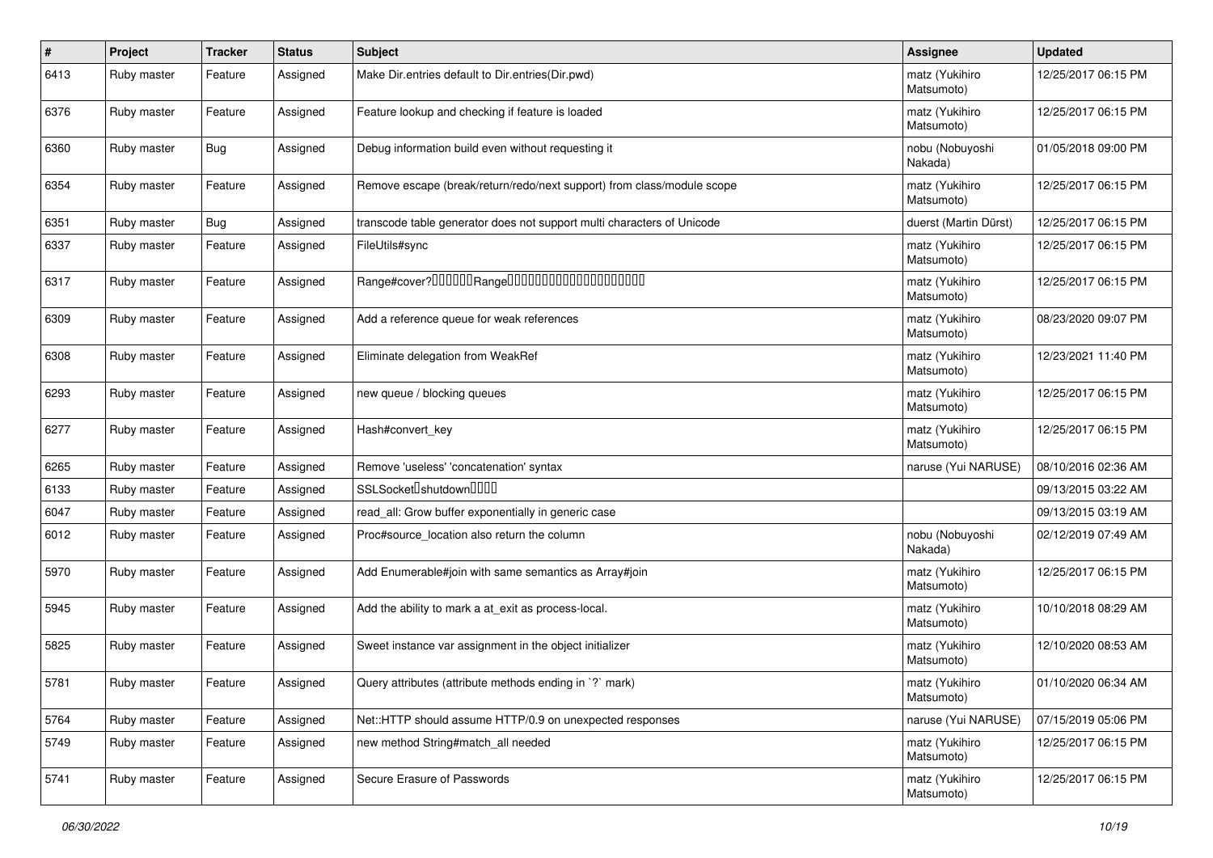| # | Project | Tracker | Status | Subject | Assignee | Updated |
|---|---|---|---|---|---|---|
| 6413 | Ruby master | Feature | Assigned | Make Dir.entries default to Dir.entries(Dir.pwd) | matz (Yukihiro Matsumoto) | 12/25/2017 06:15 PM |
| 6376 | Ruby master | Feature | Assigned | Feature lookup and checking if feature is loaded | matz (Yukihiro Matsumoto) | 12/25/2017 06:15 PM |
| 6360 | Ruby master | Bug | Assigned | Debug information build even without requesting it | nobu (Nobuyoshi Nakada) | 01/05/2018 09:00 PM |
| 6354 | Ruby master | Feature | Assigned | Remove escape (break/return/redo/next support) from class/module scope | matz (Yukihiro Matsumoto) | 12/25/2017 06:15 PM |
| 6351 | Ruby master | Bug | Assigned | transcode table generator does not support multi characters of Unicode | duerst (Martin Dürst) | 12/25/2017 06:15 PM |
| 6337 | Ruby master | Feature | Assigned | FileUtils#sync | matz (Yukihiro Matsumoto) | 12/25/2017 06:15 PM |
| 6317 | Ruby master | Feature | Assigned | Range#cover?������Range�������������������� | matz (Yukihiro Matsumoto) | 12/25/2017 06:15 PM |
| 6309 | Ruby master | Feature | Assigned | Add a reference queue for weak references | matz (Yukihiro Matsumoto) | 08/23/2020 09:07 PM |
| 6308 | Ruby master | Feature | Assigned | Eliminate delegation from WeakRef | matz (Yukihiro Matsumoto) | 12/23/2021 11:40 PM |
| 6293 | Ruby master | Feature | Assigned | new queue / blocking queues | matz (Yukihiro Matsumoto) | 12/25/2017 06:15 PM |
| 6277 | Ruby master | Feature | Assigned | Hash#convert_key | matz (Yukihiro Matsumoto) | 12/25/2017 06:15 PM |
| 6265 | Ruby master | Feature | Assigned | Remove 'useless' 'concatenation' syntax | naruse (Yui NARUSE) | 08/10/2016 02:36 AM |
| 6133 | Ruby master | Feature | Assigned | SSLSocket�shutdown���� | | 09/13/2015 03:22 AM |
| 6047 | Ruby master | Feature | Assigned | read_all: Grow buffer exponentially in generic case | | 09/13/2015 03:19 AM |
| 6012 | Ruby master | Feature | Assigned | Proc#source_location also return the column | nobu (Nobuyoshi Nakada) | 02/12/2019 07:49 AM |
| 5970 | Ruby master | Feature | Assigned | Add Enumerable#join with same semantics as Array#join | matz (Yukihiro Matsumoto) | 12/25/2017 06:15 PM |
| 5945 | Ruby master | Feature | Assigned | Add the ability to mark a at_exit as process-local. | matz (Yukihiro Matsumoto) | 10/10/2018 08:29 AM |
| 5825 | Ruby master | Feature | Assigned | Sweet instance var assignment in the object initializer | matz (Yukihiro Matsumoto) | 12/10/2020 08:53 AM |
| 5781 | Ruby master | Feature | Assigned | Query attributes (attribute methods ending in `?` mark) | matz (Yukihiro Matsumoto) | 01/10/2020 06:34 AM |
| 5764 | Ruby master | Feature | Assigned | Net::HTTP should assume HTTP/0.9 on unexpected responses | naruse (Yui NARUSE) | 07/15/2019 05:06 PM |
| 5749 | Ruby master | Feature | Assigned | new method String#match_all needed | matz (Yukihiro Matsumoto) | 12/25/2017 06:15 PM |
| 5741 | Ruby master | Feature | Assigned | Secure Erasure of Passwords | matz (Yukihiro Matsumoto) | 12/25/2017 06:15 PM |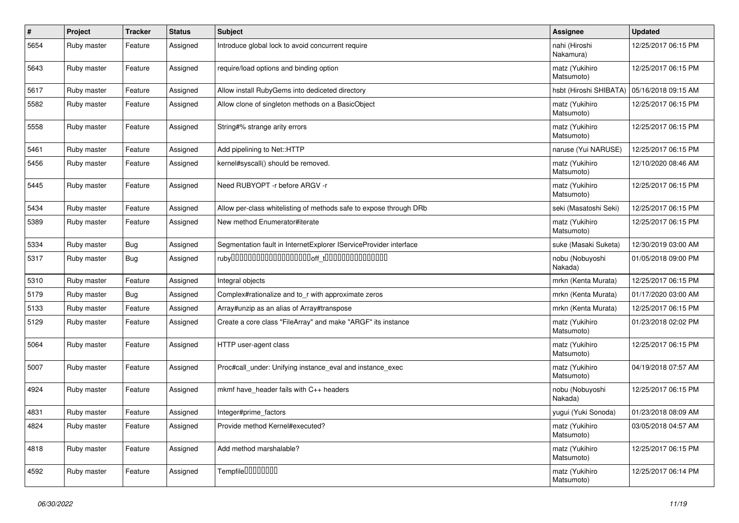| # | Project | Tracker | Status | Subject | Assignee | Updated |
|---|---|---|---|---|---|---|
| 5654 | Ruby master | Feature | Assigned | Introduce global lock to avoid concurrent require | nahi (Hiroshi Nakamura) | 12/25/2017 06:15 PM |
| 5643 | Ruby master | Feature | Assigned | require/load options and binding option | matz (Yukihiro Matsumoto) | 12/25/2017 06:15 PM |
| 5617 | Ruby master | Feature | Assigned | Allow install RubyGems into dediceted directory | hsbt (Hiroshi SHIBATA) | 05/16/2018 09:15 AM |
| 5582 | Ruby master | Feature | Assigned | Allow clone of singleton methods on a BasicObject | matz (Yukihiro Matsumoto) | 12/25/2017 06:15 PM |
| 5558 | Ruby master | Feature | Assigned | String#% strange arity errors | matz (Yukihiro Matsumoto) | 12/25/2017 06:15 PM |
| 5461 | Ruby master | Feature | Assigned | Add pipelining to Net::HTTP | naruse (Yui NARUSE) | 12/25/2017 06:15 PM |
| 5456 | Ruby master | Feature | Assigned | kernel#syscall() should be removed. | matz (Yukihiro Matsumoto) | 12/10/2020 08:46 AM |
| 5445 | Ruby master | Feature | Assigned | Need RUBYOPT -r before ARGV -r | matz (Yukihiro Matsumoto) | 12/25/2017 06:15 PM |
| 5434 | Ruby master | Feature | Assigned | Allow per-class whitelisting of methods safe to expose through DRb | seki (Masatoshi Seki) | 12/25/2017 06:15 PM |
| 5389 | Ruby master | Feature | Assigned | New method Enumerator#iterate | matz (Yukihiro Matsumoto) | 12/25/2017 06:15 PM |
| 5334 | Ruby master | Bug | Assigned | Segmentation fault in InternetExplorer IServiceProvider interface | suke (Masaki Suketa) | 12/30/2019 03:00 AM |
| 5317 | Ruby master | Bug | Assigned | ruby��������������������off_t���������������� | nobu (Nobuyoshi Nakada) | 01/05/2018 09:00 PM |
| 5310 | Ruby master | Feature | Assigned | Integral objects | mrkn (Kenta Murata) | 12/25/2017 06:15 PM |
| 5179 | Ruby master | Bug | Assigned | Complex#rationalize and to_r with approximate zeros | mrkn (Kenta Murata) | 01/17/2020 03:00 AM |
| 5133 | Ruby master | Feature | Assigned | Array#unzip as an alias of Array#transpose | mrkn (Kenta Murata) | 12/25/2017 06:15 PM |
| 5129 | Ruby master | Feature | Assigned | Create a core class "FileArray" and make "ARGF" its instance | matz (Yukihiro Matsumoto) | 01/23/2018 02:02 PM |
| 5064 | Ruby master | Feature | Assigned | HTTP user-agent class | matz (Yukihiro Matsumoto) | 12/25/2017 06:15 PM |
| 5007 | Ruby master | Feature | Assigned | Proc#call_under: Unifying instance_eval and instance_exec | matz (Yukihiro Matsumoto) | 04/19/2018 07:57 AM |
| 4924 | Ruby master | Feature | Assigned | mkmf have_header fails with C++ headers | nobu (Nobuyoshi Nakada) | 12/25/2017 06:15 PM |
| 4831 | Ruby master | Feature | Assigned | Integer#prime_factors | yugui (Yuki Sonoda) | 01/23/2018 08:09 AM |
| 4824 | Ruby master | Feature | Assigned | Provide method Kernel#executed? | matz (Yukihiro Matsumoto) | 03/05/2018 04:57 AM |
| 4818 | Ruby master | Feature | Assigned | Add method marshalable? | matz (Yukihiro Matsumoto) | 12/25/2017 06:15 PM |
| 4592 | Ruby master | Feature | Assigned | Tempfile�������� | matz (Yukihiro Matsumoto) | 12/25/2017 06:14 PM |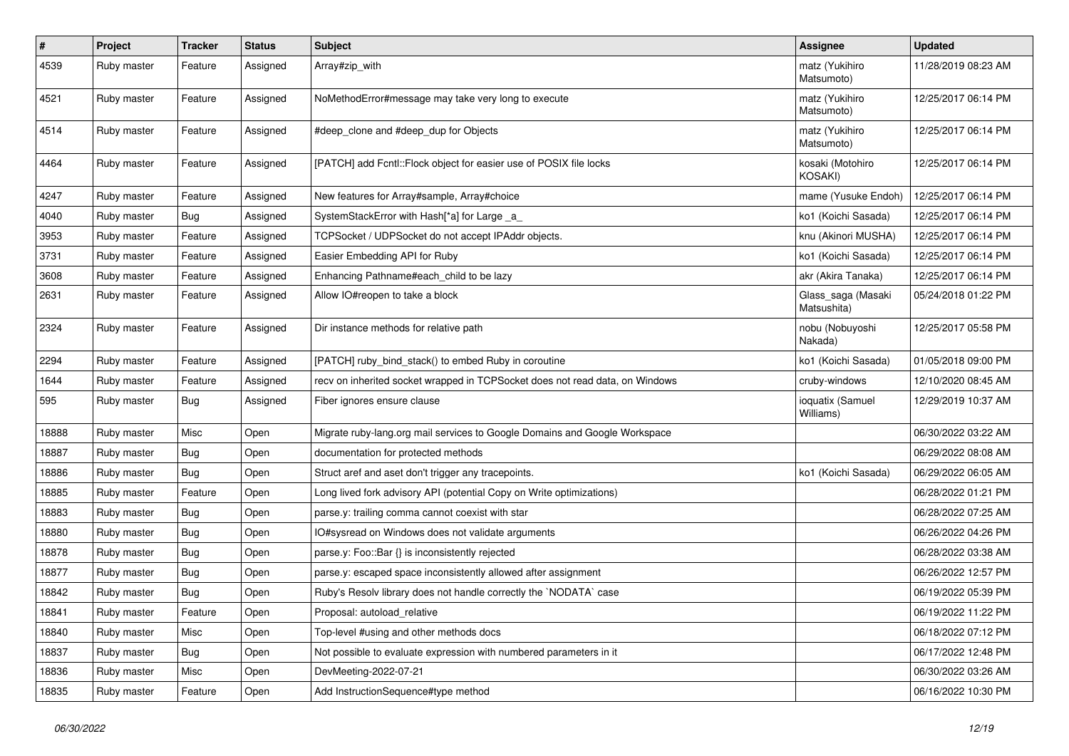| # | Project | Tracker | Status | Subject | Assignee | Updated |
|---|---|---|---|---|---|---|
| 4539 | Ruby master | Feature | Assigned | Array#zip_with | matz (Yukihiro Matsumoto) | 11/28/2019 08:23 AM |
| 4521 | Ruby master | Feature | Assigned | NoMethodError#message may take very long to execute | matz (Yukihiro Matsumoto) | 12/25/2017 06:14 PM |
| 4514 | Ruby master | Feature | Assigned | #deep_clone and #deep_dup for Objects | matz (Yukihiro Matsumoto) | 12/25/2017 06:14 PM |
| 4464 | Ruby master | Feature | Assigned | [PATCH] add Fcntl::Flock object for easier use of POSIX file locks | kosaki (Motohiro KOSAKI) | 12/25/2017 06:14 PM |
| 4247 | Ruby master | Feature | Assigned | New features for Array#sample, Array#choice | mame (Yusuke Endoh) | 12/25/2017 06:14 PM |
| 4040 | Ruby master | Bug | Assigned | SystemStackError with Hash[*a] for Large _a_ | ko1 (Koichi Sasada) | 12/25/2017 06:14 PM |
| 3953 | Ruby master | Feature | Assigned | TCPSocket / UDPSocket do not accept IPAddr objects. | knu (Akinori MUSHA) | 12/25/2017 06:14 PM |
| 3731 | Ruby master | Feature | Assigned | Easier Embedding API for Ruby | ko1 (Koichi Sasada) | 12/25/2017 06:14 PM |
| 3608 | Ruby master | Feature | Assigned | Enhancing Pathname#each_child to be lazy | akr (Akira Tanaka) | 12/25/2017 06:14 PM |
| 2631 | Ruby master | Feature | Assigned | Allow IO#reopen to take a block | Glass_saga (Masaki Matsushita) | 05/24/2018 01:22 PM |
| 2324 | Ruby master | Feature | Assigned | Dir instance methods for relative path | nobu (Nobuyoshi Nakada) | 12/25/2017 05:58 PM |
| 2294 | Ruby master | Feature | Assigned | [PATCH] ruby_bind_stack() to embed Ruby in coroutine | ko1 (Koichi Sasada) | 01/05/2018 09:00 PM |
| 1644 | Ruby master | Feature | Assigned | recv on inherited socket wrapped in TCPSocket does not read data, on Windows | cruby-windows | 12/10/2020 08:45 AM |
| 595 | Ruby master | Bug | Assigned | Fiber ignores ensure clause | ioquatix (Samuel Williams) | 12/29/2019 10:37 AM |
| 18888 | Ruby master | Misc | Open | Migrate ruby-lang.org mail services to Google Domains and Google Workspace | | 06/30/2022 03:22 AM |
| 18887 | Ruby master | Bug | Open | documentation for protected methods | | 06/29/2022 08:08 AM |
| 18886 | Ruby master | Bug | Open | Struct aref and aset don't trigger any tracepoints. | ko1 (Koichi Sasada) | 06/29/2022 06:05 AM |
| 18885 | Ruby master | Feature | Open | Long lived fork advisory API (potential Copy on Write optimizations) | | 06/28/2022 01:21 PM |
| 18883 | Ruby master | Bug | Open | parse.y: trailing comma cannot coexist with star | | 06/28/2022 07:25 AM |
| 18880 | Ruby master | Bug | Open | IO#sysread on Windows does not validate arguments | | 06/26/2022 04:26 PM |
| 18878 | Ruby master | Bug | Open | parse.y: Foo::Bar {} is inconsistently rejected | | 06/28/2022 03:38 AM |
| 18877 | Ruby master | Bug | Open | parse.y: escaped space inconsistently allowed after assignment | | 06/26/2022 12:57 PM |
| 18842 | Ruby master | Bug | Open | Ruby's Resolv library does not handle correctly the `NODATA` case | | 06/19/2022 05:39 PM |
| 18841 | Ruby master | Feature | Open | Proposal: autoload_relative | | 06/19/2022 11:22 PM |
| 18840 | Ruby master | Misc | Open | Top-level #using and other methods docs | | 06/18/2022 07:12 PM |
| 18837 | Ruby master | Bug | Open | Not possible to evaluate expression with numbered parameters in it | | 06/17/2022 12:48 PM |
| 18836 | Ruby master | Misc | Open | DevMeeting-2022-07-21 | | 06/30/2022 03:26 AM |
| 18835 | Ruby master | Feature | Open | Add InstructionSequence#type method | | 06/16/2022 10:30 PM |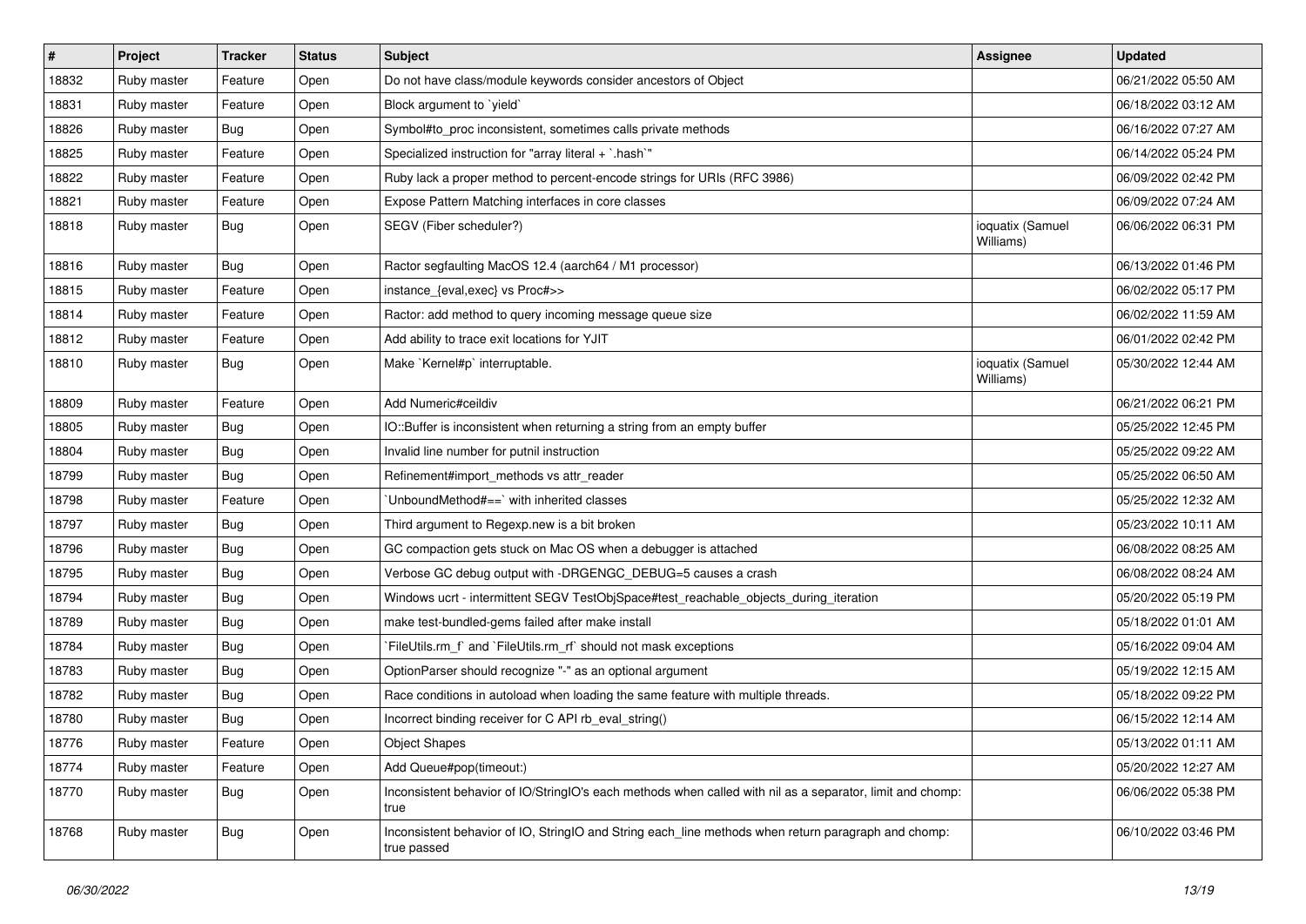| # | Project | Tracker | Status | Subject | Assignee | Updated |
|---|---|---|---|---|---|---|
| 18832 | Ruby master | Feature | Open | Do not have class/module keywords consider ancestors of Object | | 06/21/2022 05:50 AM |
| 18831 | Ruby master | Feature | Open | Block argument to `yield` | | 06/18/2022 03:12 AM |
| 18826 | Ruby master | Bug | Open | Symbol#to_proc inconsistent, sometimes calls private methods | | 06/16/2022 07:27 AM |
| 18825 | Ruby master | Feature | Open | Specialized instruction for "array literal + `.hash`" | | 06/14/2022 05:24 PM |
| 18822 | Ruby master | Feature | Open | Ruby lack a proper method to percent-encode strings for URIs (RFC 3986) | | 06/09/2022 02:42 PM |
| 18821 | Ruby master | Feature | Open | Expose Pattern Matching interfaces in core classes | | 06/09/2022 07:24 AM |
| 18818 | Ruby master | Bug | Open | SEGV (Fiber scheduler?) | ioquatix (Samuel Williams) | 06/06/2022 06:31 PM |
| 18816 | Ruby master | Bug | Open | Ractor segfaulting MacOS 12.4 (aarch64 / M1 processor) | | 06/13/2022 01:46 PM |
| 18815 | Ruby master | Feature | Open | instance_{eval,exec} vs Proc#>> | | 06/02/2022 05:17 PM |
| 18814 | Ruby master | Feature | Open | Ractor: add method to query incoming message queue size | | 06/02/2022 11:59 AM |
| 18812 | Ruby master | Feature | Open | Add ability to trace exit locations for YJIT | | 06/01/2022 02:42 PM |
| 18810 | Ruby master | Bug | Open | Make `Kernel#p` interruptable. | ioquatix (Samuel Williams) | 05/30/2022 12:44 AM |
| 18809 | Ruby master | Feature | Open | Add Numeric#ceildiv | | 06/21/2022 06:21 PM |
| 18805 | Ruby master | Bug | Open | IO::Buffer is inconsistent when returning a string from an empty buffer | | 05/25/2022 12:45 PM |
| 18804 | Ruby master | Bug | Open | Invalid line number for putnil instruction | | 05/25/2022 09:22 AM |
| 18799 | Ruby master | Bug | Open | Refinement#import_methods vs attr_reader | | 05/25/2022 06:50 AM |
| 18798 | Ruby master | Feature | Open | `UnboundMethod#==` with inherited classes | | 05/25/2022 12:32 AM |
| 18797 | Ruby master | Bug | Open | Third argument to Regexp.new is a bit broken | | 05/23/2022 10:11 AM |
| 18796 | Ruby master | Bug | Open | GC compaction gets stuck on Mac OS when a debugger is attached | | 06/08/2022 08:25 AM |
| 18795 | Ruby master | Bug | Open | Verbose GC debug output with -DRGENGC_DEBUG=5 causes a crash | | 06/08/2022 08:24 AM |
| 18794 | Ruby master | Bug | Open | Windows ucrt - intermittent SEGV TestObjSpace#test_reachable_objects_during_iteration | | 05/20/2022 05:19 PM |
| 18789 | Ruby master | Bug | Open | make test-bundled-gems failed after make install | | 05/18/2022 01:01 AM |
| 18784 | Ruby master | Bug | Open | `FileUtils.rm_f` and `FileUtils.rm_rf` should not mask exceptions | | 05/16/2022 09:04 AM |
| 18783 | Ruby master | Bug | Open | OptionParser should recognize "-" as an optional argument | | 05/19/2022 12:15 AM |
| 18782 | Ruby master | Bug | Open | Race conditions in autoload when loading the same feature with multiple threads. | | 05/18/2022 09:22 PM |
| 18780 | Ruby master | Bug | Open | Incorrect binding receiver for C API rb_eval_string() | | 06/15/2022 12:14 AM |
| 18776 | Ruby master | Feature | Open | Object Shapes | | 05/13/2022 01:11 AM |
| 18774 | Ruby master | Feature | Open | Add Queue#pop(timeout:) | | 05/20/2022 12:27 AM |
| 18770 | Ruby master | Bug | Open | Inconsistent behavior of IO/StringIO's each methods when called with nil as a separator, limit and chomp: true | | 06/06/2022 05:38 PM |
| 18768 | Ruby master | Bug | Open | Inconsistent behavior of IO, StringIO and String each_line methods when return paragraph and chomp: true passed | | 06/10/2022 03:46 PM |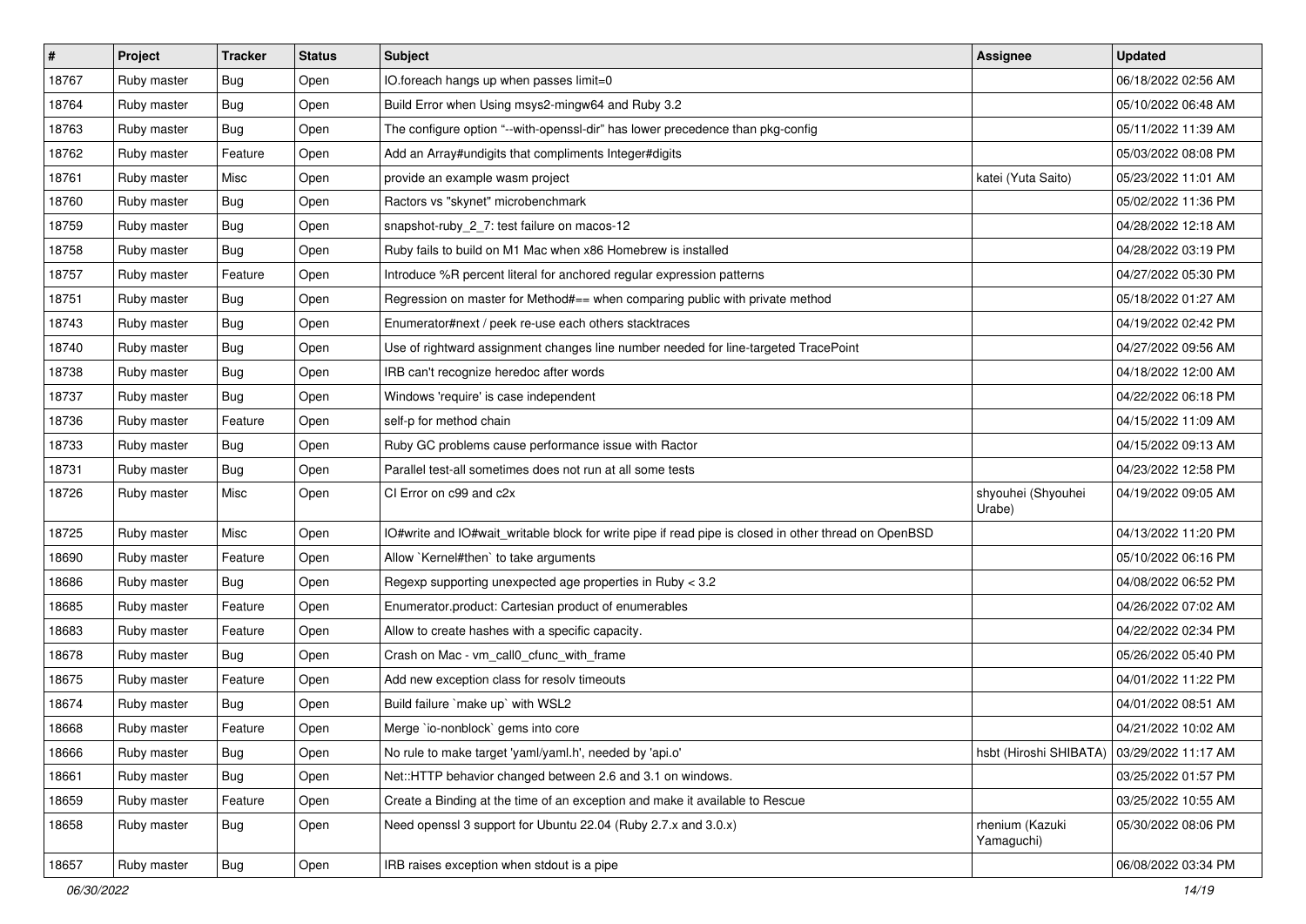| # | Project | Tracker | Status | Subject | Assignee | Updated |
|---|---|---|---|---|---|---|
| 18767 | Ruby master | Bug | Open | IO.foreach hangs up when passes limit=0 | | 06/18/2022 02:56 AM |
| 18764 | Ruby master | Bug | Open | Build Error when Using msys2-mingw64 and Ruby 3.2 | | 05/10/2022 06:48 AM |
| 18763 | Ruby master | Bug | Open | The configure option "--with-openssl-dir" has lower precedence than pkg-config | | 05/11/2022 11:39 AM |
| 18762 | Ruby master | Feature | Open | Add an Array#undigits that compliments Integer#digits | | 05/03/2022 08:08 PM |
| 18761 | Ruby master | Misc | Open | provide an example wasm project | katei (Yuta Saito) | 05/23/2022 11:01 AM |
| 18760 | Ruby master | Bug | Open | Ractors vs "skynet" microbenchmark | | 05/02/2022 11:36 PM |
| 18759 | Ruby master | Bug | Open | snapshot-ruby_2_7: test failure on macos-12 | | 04/28/2022 12:18 AM |
| 18758 | Ruby master | Bug | Open | Ruby fails to build on M1 Mac when x86 Homebrew is installed | | 04/28/2022 03:19 PM |
| 18757 | Ruby master | Feature | Open | Introduce %R percent literal for anchored regular expression patterns | | 04/27/2022 05:30 PM |
| 18751 | Ruby master | Bug | Open | Regression on master for Method#== when comparing public with private method | | 05/18/2022 01:27 AM |
| 18743 | Ruby master | Bug | Open | Enumerator#next / peek re-use each others stacktraces | | 04/19/2022 02:42 PM |
| 18740 | Ruby master | Bug | Open | Use of rightward assignment changes line number needed for line-targeted TracePoint | | 04/27/2022 09:56 AM |
| 18738 | Ruby master | Bug | Open | IRB can't recognize heredoc after words | | 04/18/2022 12:00 AM |
| 18737 | Ruby master | Bug | Open | Windows 'require' is case independent | | 04/22/2022 06:18 PM |
| 18736 | Ruby master | Feature | Open | self-p for method chain | | 04/15/2022 11:09 AM |
| 18733 | Ruby master | Bug | Open | Ruby GC problems cause performance issue with Ractor | | 04/15/2022 09:13 AM |
| 18731 | Ruby master | Bug | Open | Parallel test-all sometimes does not run at all some tests | | 04/23/2022 12:58 PM |
| 18726 | Ruby master | Misc | Open | CI Error on c99 and c2x | shyouhei (Shyouhei Urabe) | 04/19/2022 09:05 AM |
| 18725 | Ruby master | Misc | Open | IO#write and IO#wait_writable block for write pipe if read pipe is closed in other thread on OpenBSD | | 04/13/2022 11:20 PM |
| 18690 | Ruby master | Feature | Open | Allow `Kernel#then` to take arguments | | 05/10/2022 06:16 PM |
| 18686 | Ruby master | Bug | Open | Regexp supporting unexpected age properties in Ruby < 3.2 | | 04/08/2022 06:52 PM |
| 18685 | Ruby master | Feature | Open | Enumerator.product: Cartesian product of enumerables | | 04/26/2022 07:02 AM |
| 18683 | Ruby master | Feature | Open | Allow to create hashes with a specific capacity. | | 04/22/2022 02:34 PM |
| 18678 | Ruby master | Bug | Open | Crash on Mac - vm_call0_cfunc_with_frame | | 05/26/2022 05:40 PM |
| 18675 | Ruby master | Feature | Open | Add new exception class for resolv timeouts | | 04/01/2022 11:22 PM |
| 18674 | Ruby master | Bug | Open | Build failure `make up` with WSL2 | | 04/01/2022 08:51 AM |
| 18668 | Ruby master | Feature | Open | Merge `io-nonblock` gems into core | | 04/21/2022 10:02 AM |
| 18666 | Ruby master | Bug | Open | No rule to make target 'yaml/yaml.h', needed by 'api.o' | hsbt (Hiroshi SHIBATA) | 03/29/2022 11:17 AM |
| 18661 | Ruby master | Bug | Open | Net::HTTP behavior changed between 2.6 and 3.1 on windows. | | 03/25/2022 01:57 PM |
| 18659 | Ruby master | Feature | Open | Create a Binding at the time of an exception and make it available to Rescue | | 03/25/2022 10:55 AM |
| 18658 | Ruby master | Bug | Open | Need openssl 3 support for Ubuntu 22.04 (Ruby 2.7.x and 3.0.x) | rhenium (Kazuki Yamaguchi) | 05/30/2022 08:06 PM |
| 18657 | Ruby master | Bug | Open | IRB raises exception when stdout is a pipe | | 06/08/2022 03:34 PM |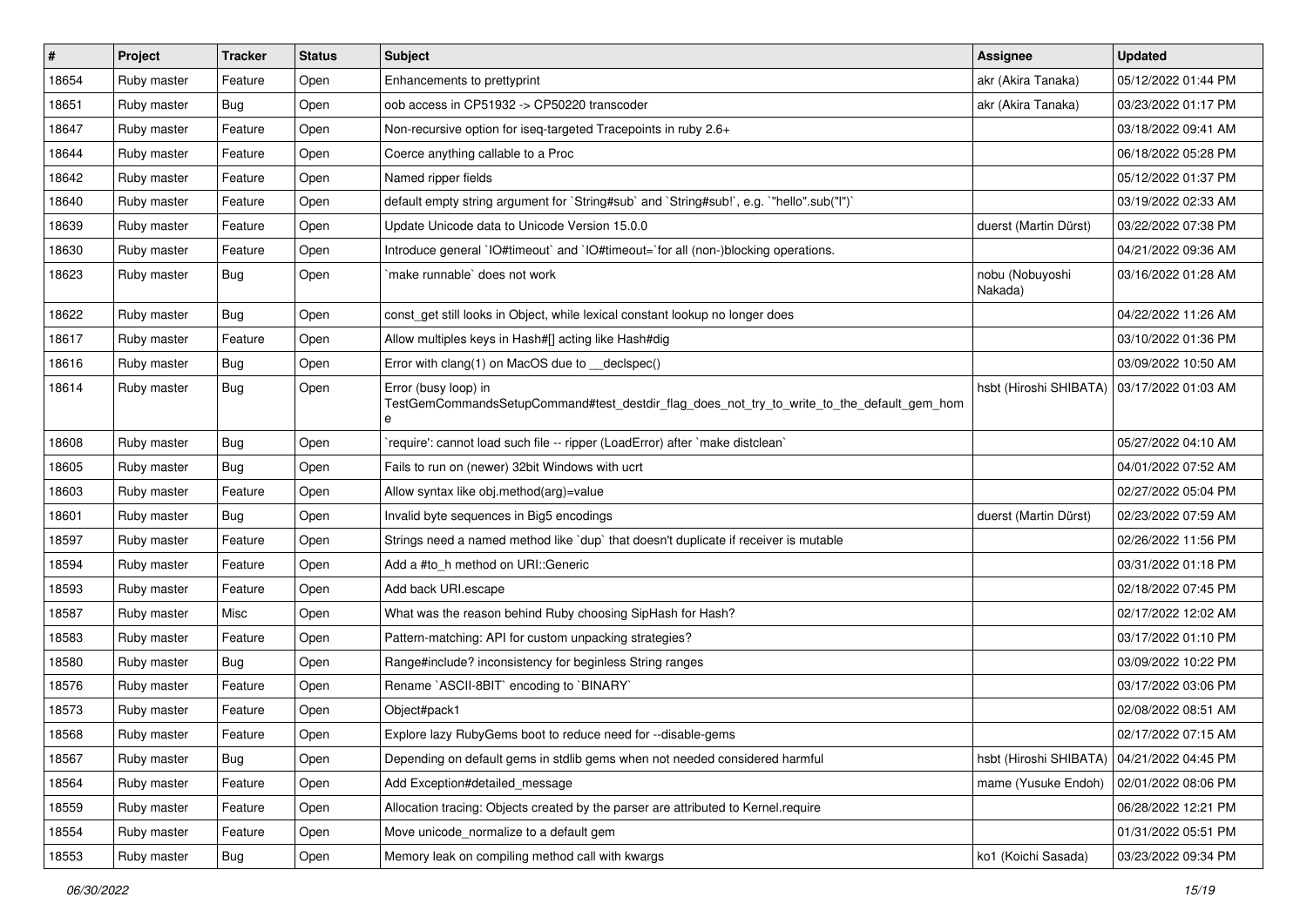| # | Project | Tracker | Status | Subject | Assignee | Updated |
|---|---|---|---|---|---|---|
| 18654 | Ruby master | Feature | Open | Enhancements to prettyprint | akr (Akira Tanaka) | 05/12/2022 01:44 PM |
| 18651 | Ruby master | Bug | Open | oob access in CP51932 -> CP50220 transcoder | akr (Akira Tanaka) | 03/23/2022 01:17 PM |
| 18647 | Ruby master | Feature | Open | Non-recursive option for iseq-targeted Tracepoints in ruby 2.6+ | | 03/18/2022 09:41 AM |
| 18644 | Ruby master | Feature | Open | Coerce anything callable to a Proc | | 06/18/2022 05:28 PM |
| 18642 | Ruby master | Feature | Open | Named ripper fields | | 05/12/2022 01:37 PM |
| 18640 | Ruby master | Feature | Open | default empty string argument for `String#sub` and `String#sub!`, e.g. `"hello".sub("l")` | | 03/19/2022 02:33 AM |
| 18639 | Ruby master | Feature | Open | Update Unicode data to Unicode Version 15.0.0 | duerst (Martin Dürst) | 03/22/2022 07:38 PM |
| 18630 | Ruby master | Feature | Open | Introduce general `IO#timeout` and `IO#timeout=`for all (non-)blocking operations. | | 04/21/2022 09:36 AM |
| 18623 | Ruby master | Bug | Open | `make runnable` does not work | nobu (Nobuyoshi Nakada) | 03/16/2022 01:28 AM |
| 18622 | Ruby master | Bug | Open | const_get still looks in Object, while lexical constant lookup no longer does | | 04/22/2022 11:26 AM |
| 18617 | Ruby master | Feature | Open | Allow multiples keys in Hash#[] acting like Hash#dig | | 03/10/2022 01:36 PM |
| 18616 | Ruby master | Bug | Open | Error with clang(1) on MacOS due to __declspec() | | 03/09/2022 10:50 AM |
| 18614 | Ruby master | Bug | Open | Error (busy loop) in TestGemCommandsSetupCommand#test_destdir_flag_does_not_try_to_write_to_the_default_gem_home | hsbt (Hiroshi SHIBATA) | 03/17/2022 01:03 AM |
| 18608 | Ruby master | Bug | Open | `require': cannot load such file -- ripper (LoadError) after `make distclean` | | 05/27/2022 04:10 AM |
| 18605 | Ruby master | Bug | Open | Fails to run on (newer) 32bit Windows with ucrt | | 04/01/2022 07:52 AM |
| 18603 | Ruby master | Feature | Open | Allow syntax like obj.method(arg)=value | | 02/27/2022 05:04 PM |
| 18601 | Ruby master | Bug | Open | Invalid byte sequences in Big5 encodings | duerst (Martin Dürst) | 02/23/2022 07:59 AM |
| 18597 | Ruby master | Feature | Open | Strings need a named method like `dup` that doesn't duplicate if receiver is mutable | | 02/26/2022 11:56 PM |
| 18594 | Ruby master | Feature | Open | Add a #to_h method on URI::Generic | | 03/31/2022 01:18 PM |
| 18593 | Ruby master | Feature | Open | Add back URI.escape | | 02/18/2022 07:45 PM |
| 18587 | Ruby master | Misc | Open | What was the reason behind Ruby choosing SipHash for Hash? | | 02/17/2022 12:02 AM |
| 18583 | Ruby master | Feature | Open | Pattern-matching: API for custom unpacking strategies? | | 03/17/2022 01:10 PM |
| 18580 | Ruby master | Bug | Open | Range#include? inconsistency for beginless String ranges | | 03/09/2022 10:22 PM |
| 18576 | Ruby master | Feature | Open | Rename `ASCII-8BIT` encoding to `BINARY` | | 03/17/2022 03:06 PM |
| 18573 | Ruby master | Feature | Open | Object#pack1 | | 02/08/2022 08:51 AM |
| 18568 | Ruby master | Feature | Open | Explore lazy RubyGems boot to reduce need for --disable-gems | | 02/17/2022 07:15 AM |
| 18567 | Ruby master | Bug | Open | Depending on default gems in stdlib gems when not needed considered harmful | hsbt (Hiroshi SHIBATA) | 04/21/2022 04:45 PM |
| 18564 | Ruby master | Feature | Open | Add Exception#detailed_message | mame (Yusuke Endoh) | 02/01/2022 08:06 PM |
| 18559 | Ruby master | Feature | Open | Allocation tracing: Objects created by the parser are attributed to Kernel.require | | 06/28/2022 12:21 PM |
| 18554 | Ruby master | Feature | Open | Move unicode_normalize to a default gem | | 01/31/2022 05:51 PM |
| 18553 | Ruby master | Bug | Open | Memory leak on compiling method call with kwargs | ko1 (Koichi Sasada) | 03/23/2022 09:34 PM |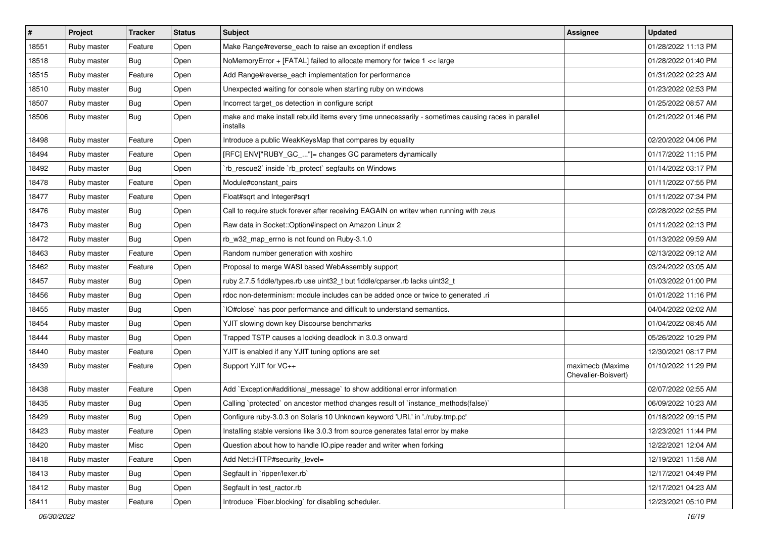| # | Project | Tracker | Status | Subject | Assignee | Updated |
|---|---|---|---|---|---|---|
| 18551 | Ruby master | Feature | Open | Make Range#reverse_each to raise an exception if endless | | 01/28/2022 11:13 PM |
| 18518 | Ruby master | Bug | Open | NoMemoryError + [FATAL] failed to allocate memory for twice 1 << large | | 01/28/2022 01:40 PM |
| 18515 | Ruby master | Feature | Open | Add Range#reverse_each implementation for performance | | 01/31/2022 02:23 AM |
| 18510 | Ruby master | Bug | Open | Unexpected waiting for console when starting ruby on windows | | 01/23/2022 02:53 PM |
| 18507 | Ruby master | Bug | Open | Incorrect target_os detection in configure script | | 01/25/2022 08:57 AM |
| 18506 | Ruby master | Bug | Open | make and make install rebuild items every time unnecessarily - sometimes causing races in parallel installs | | 01/21/2022 01:46 PM |
| 18498 | Ruby master | Feature | Open | Introduce a public WeakKeysMap that compares by equality | | 02/20/2022 04:06 PM |
| 18494 | Ruby master | Feature | Open | [RFC] ENV["RUBY_GC_..."]= changes GC parameters dynamically | | 01/17/2022 11:15 PM |
| 18492 | Ruby master | Bug | Open | `rb_rescue2` inside `rb_protect` segfaults on Windows | | 01/14/2022 03:17 PM |
| 18478 | Ruby master | Feature | Open | Module#constant_pairs | | 01/11/2022 07:55 PM |
| 18477 | Ruby master | Feature | Open | Float#sqrt and Integer#sqrt | | 01/11/2022 07:34 PM |
| 18476 | Ruby master | Bug | Open | Call to require stuck forever after receiving EAGAIN on writev when running with zeus | | 02/28/2022 02:55 PM |
| 18473 | Ruby master | Bug | Open | Raw data in Socket::Option#inspect on Amazon Linux 2 | | 01/11/2022 02:13 PM |
| 18472 | Ruby master | Bug | Open | rb_w32_map_errno is not found on Ruby-3.1.0 | | 01/13/2022 09:59 AM |
| 18463 | Ruby master | Feature | Open | Random number generation with xoshiro | | 02/13/2022 09:12 AM |
| 18462 | Ruby master | Feature | Open | Proposal to merge WASI based WebAssembly support | | 03/24/2022 03:05 AM |
| 18457 | Ruby master | Bug | Open | ruby 2.7.5 fiddle/types.rb use uint32_t but fiddle/cparser.rb lacks uint32_t | | 01/03/2022 01:00 PM |
| 18456 | Ruby master | Bug | Open | rdoc non-determinism: module includes can be added once or twice to generated .ri | | 01/01/2022 11:16 PM |
| 18455 | Ruby master | Bug | Open | `IO#close` has poor performance and difficult to understand semantics. | | 04/04/2022 02:02 AM |
| 18454 | Ruby master | Bug | Open | YJIT slowing down key Discourse benchmarks | | 01/04/2022 08:45 AM |
| 18444 | Ruby master | Bug | Open | Trapped TSTP causes a locking deadlock in 3.0.3 onward | | 05/26/2022 10:29 PM |
| 18440 | Ruby master | Feature | Open | YJIT is enabled if any YJIT tuning options are set | | 12/30/2021 08:17 PM |
| 18439 | Ruby master | Feature | Open | Support YJIT for VC++ | maximecb (Maxime Chevalier-Boisvert) | 01/10/2022 11:29 PM |
| 18438 | Ruby master | Feature | Open | Add `Exception#additional_message` to show additional error information | | 02/07/2022 02:55 AM |
| 18435 | Ruby master | Bug | Open | Calling `protected` on ancestor method changes result of `instance_methods(false)` | | 06/09/2022 10:23 AM |
| 18429 | Ruby master | Bug | Open | Configure ruby-3.0.3 on Solaris 10 Unknown keyword 'URL' in './ruby.tmp.pc' | | 01/18/2022 09:15 PM |
| 18423 | Ruby master | Feature | Open | Installing stable versions like 3.0.3 from source generates fatal error by make | | 12/23/2021 11:44 PM |
| 18420 | Ruby master | Misc | Open | Question about how to handle IO.pipe reader and writer when forking | | 12/22/2021 12:04 AM |
| 18418 | Ruby master | Feature | Open | Add Net::HTTP#security_level= | | 12/19/2021 11:58 AM |
| 18413 | Ruby master | Bug | Open | Segfault in `ripper/lexer.rb` | | 12/17/2021 04:49 PM |
| 18412 | Ruby master | Bug | Open | Segfault in test_ractor.rb | | 12/17/2021 04:23 AM |
| 18411 | Ruby master | Feature | Open | Introduce `Fiber.blocking` for disabling scheduler. | | 12/23/2021 05:10 PM |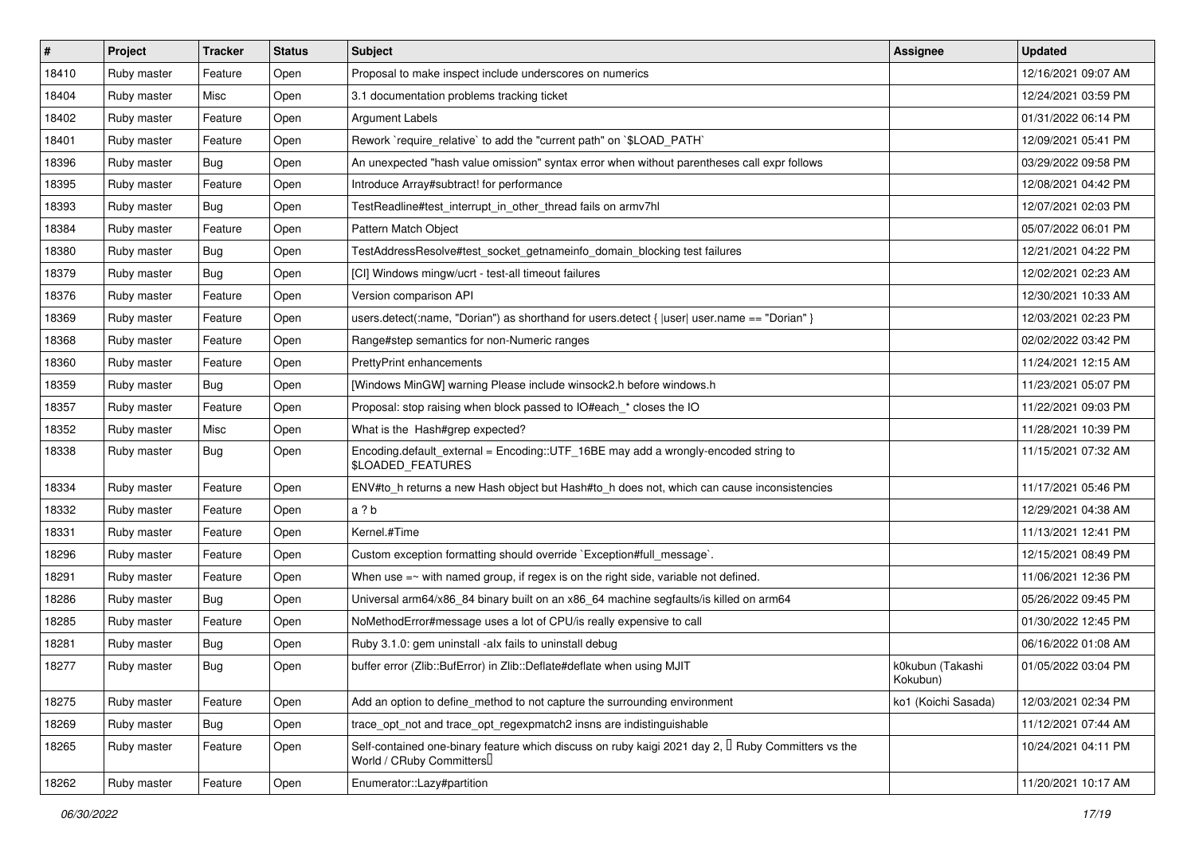| # | Project | Tracker | Status | Subject | Assignee | Updated |
|---|---|---|---|---|---|---|
| 18410 | Ruby master | Feature | Open | Proposal to make inspect include underscores on numerics | | 12/16/2021 09:07 AM |
| 18404 | Ruby master | Misc | Open | 3.1 documentation problems tracking ticket | | 12/24/2021 03:59 PM |
| 18402 | Ruby master | Feature | Open | Argument Labels | | 01/31/2022 06:14 PM |
| 18401 | Ruby master | Feature | Open | Rework `require_relative` to add the "current path" on `$LOAD_PATH` | | 12/09/2021 05:41 PM |
| 18396 | Ruby master | Bug | Open | An unexpected "hash value omission" syntax error when without parentheses call expr follows | | 03/29/2022 09:58 PM |
| 18395 | Ruby master | Feature | Open | Introduce Array#subtract! for performance | | 12/08/2021 04:42 PM |
| 18393 | Ruby master | Bug | Open | TestReadline#test_interrupt_in_other_thread fails on armv7hl | | 12/07/2021 02:03 PM |
| 18384 | Ruby master | Feature | Open | Pattern Match Object | | 05/07/2022 06:01 PM |
| 18380 | Ruby master | Bug | Open | TestAddressResolve#test_socket_getnameinfo_domain_blocking test failures | | 12/21/2021 04:22 PM |
| 18379 | Ruby master | Bug | Open | [CI] Windows mingw/ucrt - test-all timeout failures | | 12/02/2021 02:23 AM |
| 18376 | Ruby master | Feature | Open | Version comparison API | | 12/30/2021 10:33 AM |
| 18369 | Ruby master | Feature | Open | users.detect(:name, "Dorian") as shorthand for users.detect { \|user\| user.name == "Dorian" } | | 12/03/2021 02:23 PM |
| 18368 | Ruby master | Feature | Open | Range#step semantics for non-Numeric ranges | | 02/02/2022 03:42 PM |
| 18360 | Ruby master | Feature | Open | PrettyPrint enhancements | | 11/24/2021 12:15 AM |
| 18359 | Ruby master | Bug | Open | [Windows MinGW] warning Please include winsock2.h before windows.h | | 11/23/2021 05:07 PM |
| 18357 | Ruby master | Feature | Open | Proposal: stop raising when block passed to IO#each_* closes the IO | | 11/22/2021 09:03 PM |
| 18352 | Ruby master | Misc | Open | What is the Hash#grep expected? | | 11/28/2021 10:39 PM |
| 18338 | Ruby master | Bug | Open | Encoding.default_external = Encoding::UTF_16BE may add a wrongly-encoded string to $LOADED_FEATURES | | 11/15/2021 07:32 AM |
| 18334 | Ruby master | Feature | Open | ENV#to_h returns a new Hash object but Hash#to_h does not, which can cause inconsistencies | | 11/17/2021 05:46 PM |
| 18332 | Ruby master | Feature | Open | a ? b | | 12/29/2021 04:38 AM |
| 18331 | Ruby master | Feature | Open | Kernel.#Time | | 11/13/2021 12:41 PM |
| 18296 | Ruby master | Feature | Open | Custom exception formatting should override `Exception#full_message`. | | 12/15/2021 08:49 PM |
| 18291 | Ruby master | Feature | Open | When use =~ with named group, if regex is on the right side, variable not defined. | | 11/06/2021 12:36 PM |
| 18286 | Ruby master | Bug | Open | Universal arm64/x86_84 binary built on an x86_64 machine segfaults/is killed on arm64 | | 05/26/2022 09:45 PM |
| 18285 | Ruby master | Feature | Open | NoMethodError#message uses a lot of CPU/is really expensive to call | | 01/30/2022 12:45 PM |
| 18281 | Ruby master | Bug | Open | Ruby 3.1.0: gem uninstall -alx fails to uninstall debug | | 06/16/2022 01:08 AM |
| 18277 | Ruby master | Bug | Open | buffer error (Zlib::BufError) in Zlib::Deflate#deflate when using MJIT | k0kubun (Takashi Kokubun) | 01/05/2022 03:04 PM |
| 18275 | Ruby master | Feature | Open | Add an option to define_method to not capture the surrounding environment | ko1 (Koichi Sasada) | 12/03/2021 02:34 PM |
| 18269 | Ruby master | Bug | Open | trace_opt_not and trace_opt_regexpmatch2 insns are indistinguishable | | 11/12/2021 07:44 AM |
| 18265 | Ruby master | Feature | Open | Self-contained one-binary feature which discuss on ruby kaigi 2021 day 2, 「Ruby Committers vs the World / CRuby Committers」 | | 10/24/2021 04:11 PM |
| 18262 | Ruby master | Feature | Open | Enumerator::Lazy#partition | | 11/20/2021 10:17 AM |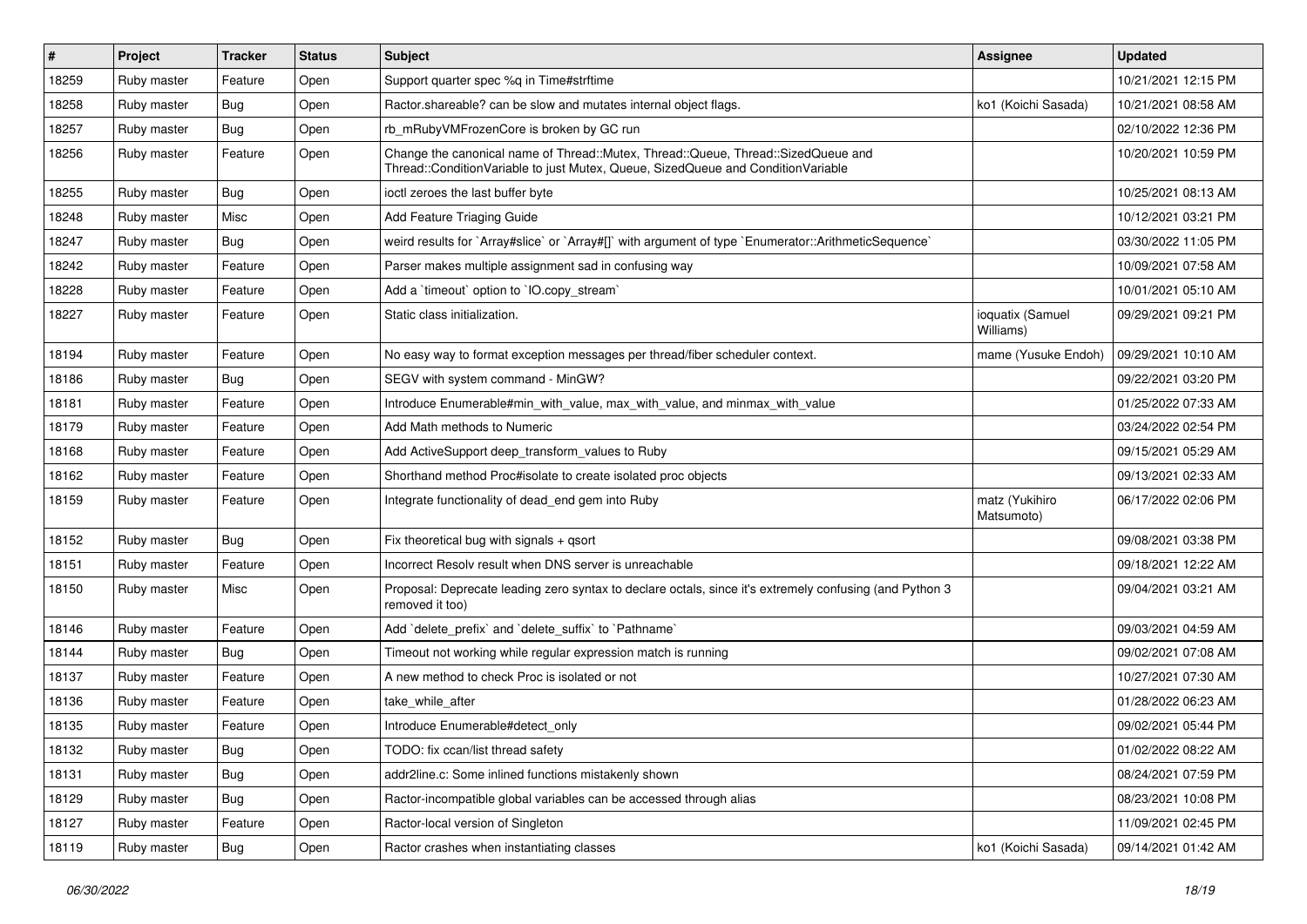| # | Project | Tracker | Status | Subject | Assignee | Updated |
|---|---|---|---|---|---|---|
| 18259 | Ruby master | Feature | Open | Support quarter spec %q in Time#strftime | | 10/21/2021 12:15 PM |
| 18258 | Ruby master | Bug | Open | Ractor.shareable? can be slow and mutates internal object flags. | ko1 (Koichi Sasada) | 10/21/2021 08:58 AM |
| 18257 | Ruby master | Bug | Open | rb_mRubyVMFrozenCore is broken by GC run | | 02/10/2022 12:36 PM |
| 18256 | Ruby master | Feature | Open | Change the canonical name of Thread::Mutex, Thread::Queue, Thread::SizedQueue and Thread::ConditionVariable to just Mutex, Queue, SizedQueue and ConditionVariable | | 10/20/2021 10:59 PM |
| 18255 | Ruby master | Bug | Open | ioctl zeroes the last buffer byte | | 10/25/2021 08:13 AM |
| 18248 | Ruby master | Misc | Open | Add Feature Triaging Guide | | 10/12/2021 03:21 PM |
| 18247 | Ruby master | Bug | Open | weird results for `Array#slice` or `Array#[]` with argument of type `Enumerator::ArithmeticSequence` | | 03/30/2022 11:05 PM |
| 18242 | Ruby master | Feature | Open | Parser makes multiple assignment sad in confusing way | | 10/09/2021 07:58 AM |
| 18228 | Ruby master | Feature | Open | Add a `timeout` option to `IO.copy_stream` | | 10/01/2021 05:10 AM |
| 18227 | Ruby master | Feature | Open | Static class initialization. | ioquatix (Samuel Williams) | 09/29/2021 09:21 PM |
| 18194 | Ruby master | Feature | Open | No easy way to format exception messages per thread/fiber scheduler context. | mame (Yusuke Endoh) | 09/29/2021 10:10 AM |
| 18186 | Ruby master | Bug | Open | SEGV with system command - MinGW? | | 09/22/2021 03:20 PM |
| 18181 | Ruby master | Feature | Open | Introduce Enumerable#min_with_value, max_with_value, and minmax_with_value | | 01/25/2022 07:33 AM |
| 18179 | Ruby master | Feature | Open | Add Math methods to Numeric | | 03/24/2022 02:54 PM |
| 18168 | Ruby master | Feature | Open | Add ActiveSupport deep_transform_values to Ruby | | 09/15/2021 05:29 AM |
| 18162 | Ruby master | Feature | Open | Shorthand method Proc#isolate to create isolated proc objects | | 09/13/2021 02:33 AM |
| 18159 | Ruby master | Feature | Open | Integrate functionality of dead_end gem into Ruby | matz (Yukihiro Matsumoto) | 06/17/2022 02:06 PM |
| 18152 | Ruby master | Bug | Open | Fix theoretical bug with signals + qsort | | 09/08/2021 03:38 PM |
| 18151 | Ruby master | Feature | Open | Incorrect Resolv result when DNS server is unreachable | | 09/18/2021 12:22 AM |
| 18150 | Ruby master | Misc | Open | Proposal: Deprecate leading zero syntax to declare octals, since it's extremely confusing (and Python 3 removed it too) | | 09/04/2021 03:21 AM |
| 18146 | Ruby master | Feature | Open | Add `delete_prefix` and `delete_suffix` to `Pathname` | | 09/03/2021 04:59 AM |
| 18144 | Ruby master | Bug | Open | Timeout not working while regular expression match is running | | 09/02/2021 07:08 AM |
| 18137 | Ruby master | Feature | Open | A new method to check Proc is isolated or not | | 10/27/2021 07:30 AM |
| 18136 | Ruby master | Feature | Open | take_while_after | | 01/28/2022 06:23 AM |
| 18135 | Ruby master | Feature | Open | Introduce Enumerable#detect_only | | 09/02/2021 05:44 PM |
| 18132 | Ruby master | Bug | Open | TODO: fix ccan/list thread safety | | 01/02/2022 08:22 AM |
| 18131 | Ruby master | Bug | Open | addr2line.c: Some inlined functions mistakenly shown | | 08/24/2021 07:59 PM |
| 18129 | Ruby master | Bug | Open | Ractor-incompatible global variables can be accessed through alias | | 08/23/2021 10:08 PM |
| 18127 | Ruby master | Feature | Open | Ractor-local version of Singleton | | 11/09/2021 02:45 PM |
| 18119 | Ruby master | Bug | Open | Ractor crashes when instantiating classes | ko1 (Koichi Sasada) | 09/14/2021 01:42 AM |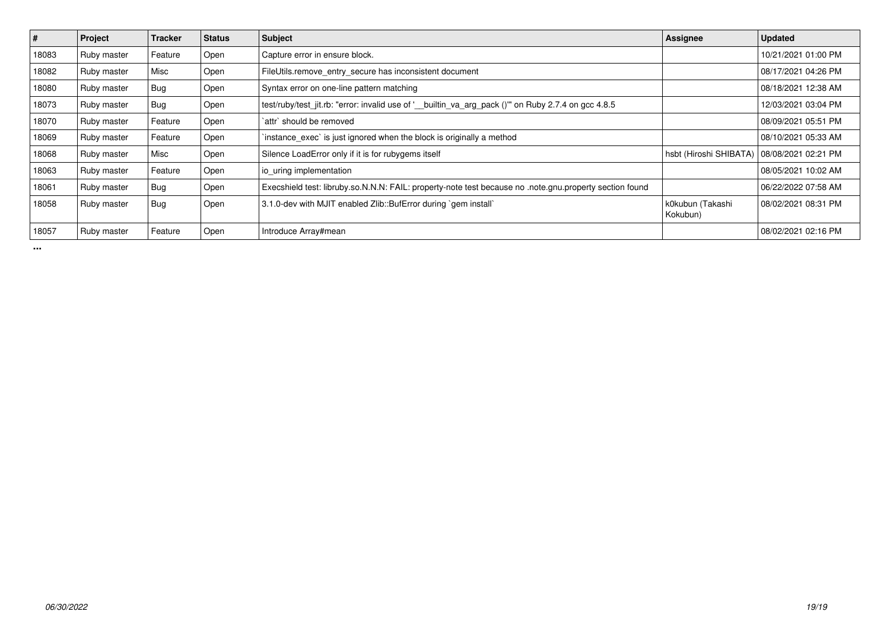| # | Project | Tracker | Status | Subject | Assignee | Updated |
|---|---|---|---|---|---|---|
| 18083 | Ruby master | Feature | Open | Capture error in ensure block. | | 10/21/2021 01:00 PM |
| 18082 | Ruby master | Misc | Open | FileUtils.remove_entry_secure has inconsistent document | | 08/17/2021 04:26 PM |
| 18080 | Ruby master | Bug | Open | Syntax error on one-line pattern matching | | 08/18/2021 12:38 AM |
| 18073 | Ruby master | Bug | Open | test/ruby/test_jit.rb: "error: invalid use of '__builtin_va_arg_pack ()'" on Ruby 2.7.4 on gcc 4.8.5 | | 12/03/2021 03:04 PM |
| 18070 | Ruby master | Feature | Open | `attr` should be removed | | 08/09/2021 05:51 PM |
| 18069 | Ruby master | Feature | Open | `instance_exec` is just ignored when the block is originally a method | | 08/10/2021 05:33 AM |
| 18068 | Ruby master | Misc | Open | Silence LoadError only if it is for rubygems itself | hsbt (Hiroshi SHIBATA) | 08/08/2021 02:21 PM |
| 18063 | Ruby master | Feature | Open | io_uring implementation | | 08/05/2021 10:02 AM |
| 18061 | Ruby master | Bug | Open | Execshield test: libruby.so.N.N.N: FAIL: property-note test because no .note.gnu.property section found | | 06/22/2022 07:58 AM |
| 18058 | Ruby master | Bug | Open | 3.1.0-dev with MJIT enabled Zlib::BufError during `gem install` | k0kubun (Takashi Kokubun) | 08/02/2021 08:31 PM |
| 18057 | Ruby master | Feature | Open | Introduce Array#mean | | 08/02/2021 02:16 PM |

...